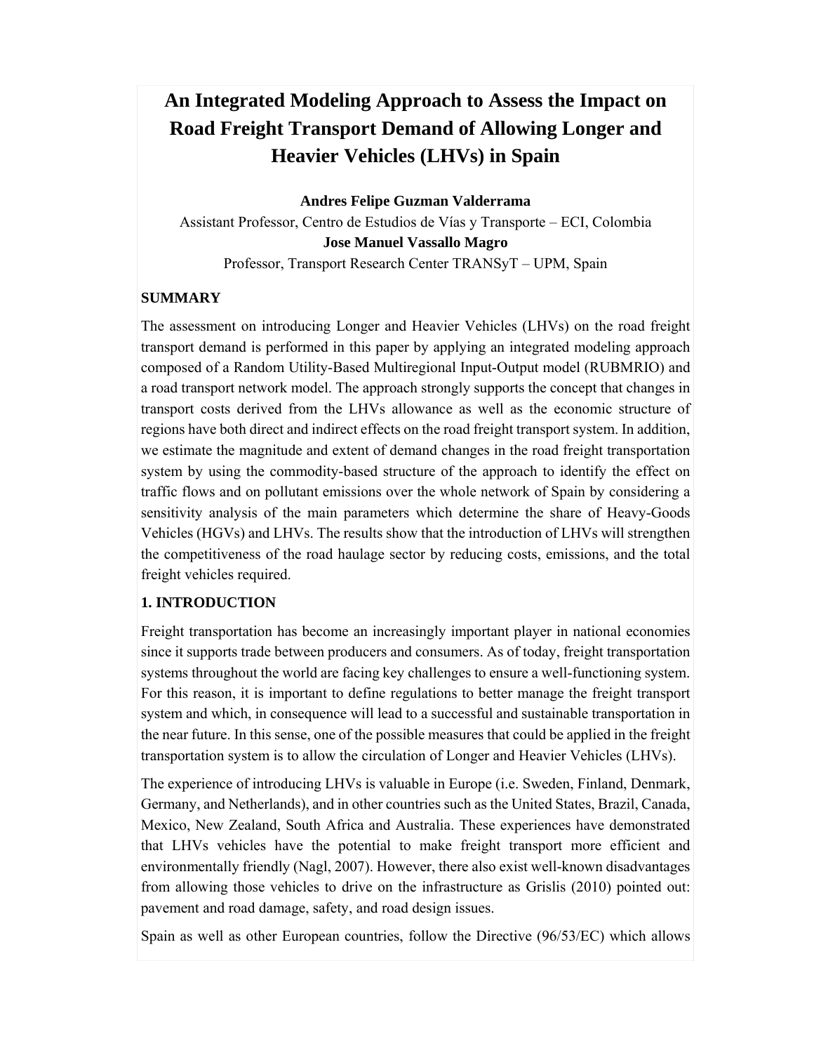# An Integrated Modeling Approach to Assess the Impact on Road Freight Transport Demand of Allowing Longer and Heavier Vehicles (LHVs) in Spain

**Andres Felipe Guzman Valderrama**

Assistant Professor, Centro de Estudios de Vías y Transporte – ECI, Colombia

**Jose Manuel Vassallo Magro**

Professor, Transport Research Center TRANSyT – UPM, Spain

## SUMMARY

The assessment on introducing Longer and Heavier Vehicles (LHVs) on the road freight transport demand is performed in this paper by applying an integrated modeling approach composed of a Random Utility-Based Multiregional Input-Output model (RUBMRIO) and a road transport network model. The approach strongly supports the concept that changes in transport costs derived from the LHVs allowance as well as the economic structure of regions have both direct and indirect effects on the road freight transport system. In addition, we estimate the magnitude and extent of demand changes in the road freight transportation system by using the commodity-based structure of the approach to identify the effect on traffic flows and on pollutant emissions over the whole network of Spain by considering a sensitivity analysis of the main parameters which determine the share of Heavy-Goods Vehicles (HGVs) and LHVs. The results show that the introduction of LHVs will strengthen the competitiveness of the road haulage sector by reducing costs, emissions, and the total freight vehicles required.

## 1. INTRODUCTION

Freight transportation has become an increasingly important player in national economies since it supports trade between producers and consumers. As of today, freight transportation systems throughout the world are facing key challenges to ensure a well-functioning system. For this reason, it is important to define regulations to better manage the freight transport system and which, in consequence will lead to a successful and sustainable transportation in the near future. In this sense, one of the possible measures that could be applied in the freight transportation system is to allow the circulation of Longer and Heavier Vehicles (LHVs).

The experience of introducing LHVs is valuable in Europe (i.e. Sweden, Finland, Denmark, Germany, and Netherlands), and in other countries such as the United States, Brazil, Canada, Mexico, New Zealand, South Africa and Australia. These experiences have demonstrated that LHVs vehicles have the potential to make freight transport more efficient and environmentally friendly (Nagl, 2007). However, there also exist well-known disadvantages from allowing those vehicles to drive on the infrastructure as Grislis (2010) pointed out: pavement and road damage, safety, and road design issues.

Spain as well as other European countries, follow the Directive (96/53/EC) which allows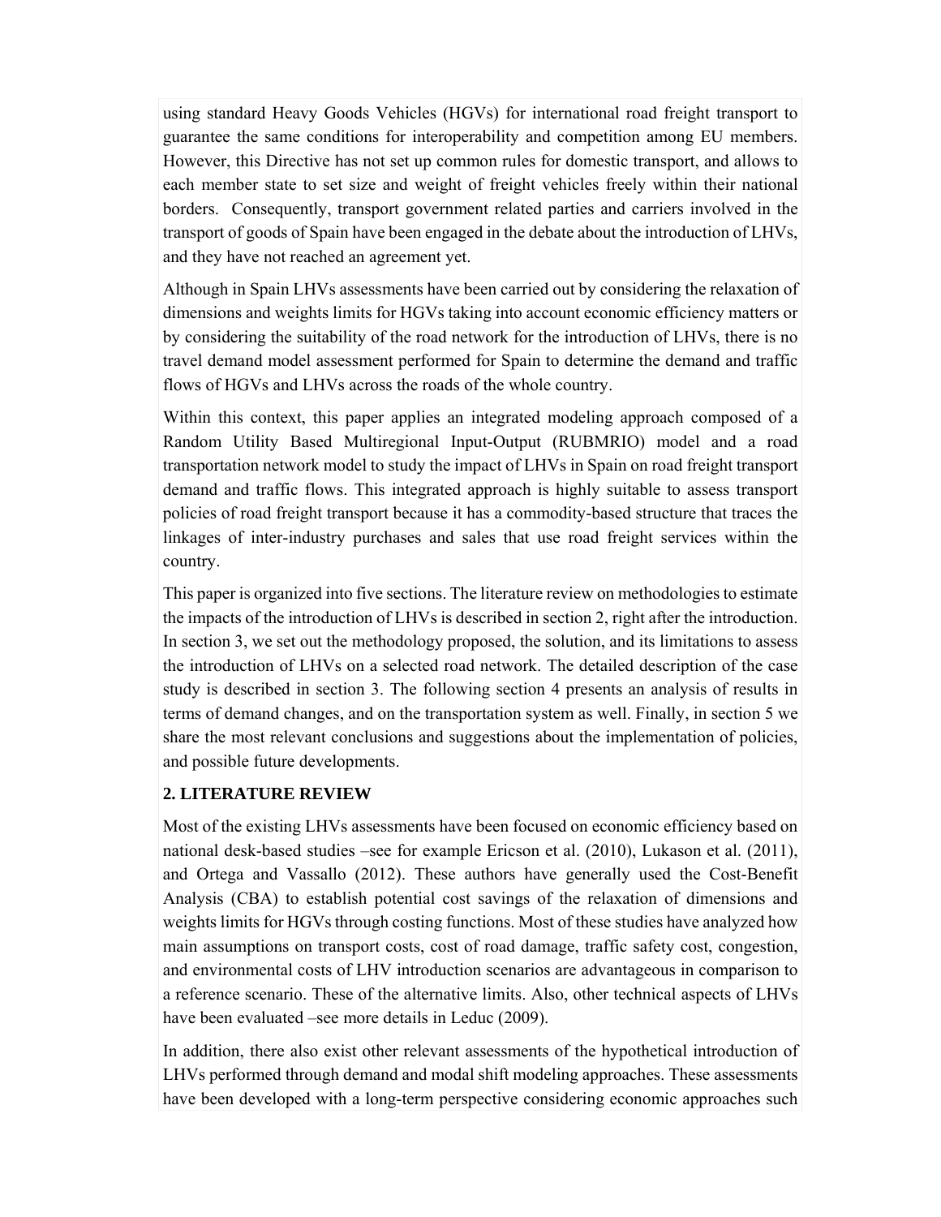using standard Heavy Goods Vehicles (HGVs) for international road freight transport to guarantee the same conditions for interoperability and competition among EU members. However, this Directive has not set up common rules for domestic transport, and allows to each member state to set size and weight of freight vehicles freely within their national borders. Consequently, transport government related parties and carriers involved in the transport of goods of Spain have been engaged in the debate about the introduction of LHVs, and they have not reached an agreement yet.

Although in Spain LHVs assessments have been carried out by considering the relaxation of dimensions and weights limits for HGVs taking into account economic efficiency matters or by considering the suitability of the road network for the introduction of LHVs, there is no travel demand model assessment performed for Spain to determine the demand and traffic flows of HGVs and LHVs across the roads of the whole country.

Within this context, this paper applies an integrated modeling approach composed of a Random Utility Based Multiregional Input-Output (RUBMRIO) model and a road transportation network model to study the impact of LHVs in Spain on road freight transport demand and traffic flows. This integrated approach is highly suitable to assess transport policies of road freight transport because it has a commodity-based structure that traces the linkages of inter-industry purchases and sales that use road freight services within the country.

This paper is organized into five sections. The literature review on methodologies to estimate the impacts of the introduction of LHVs is described in section 2, right after the introduction. In section 3, we set out the methodology proposed, the solution, and its limitations to assess the introduction of LHVs on a selected road network. The detailed description of the case study is described in section 3. The following section 4 presents an analysis of results in terms of demand changes, and on the transportation system as well. Finally, in section 5 we share the most relevant conclusions and suggestions about the implementation of policies, and possible future developments.

## 2. LITERATURE REVIEW

Most of the existing LHVs assessments have been focused on economic efficiency based on national desk-based studies –see for example Ericson et al. (2010), Lukason et al. (2011), and Ortega and Vassallo (2012). These authors have generally used the Cost-Benefit Analysis (CBA) to establish potential cost savings of the relaxation of dimensions and weights limits for HGVs through costing functions. Most of these studies have analyzed how main assumptions on transport costs, cost of road damage, traffic safety cost, congestion, and environmental costs of LHV introduction scenarios are advantageous in comparison to a reference scenario. These of the alternative limits. Also, other technical aspects of LHVs have been evaluated –see more details in Leduc (2009).

In addition, there also exist other relevant assessments of the hypothetical introduction of LHVs performed through demand and modal shift modeling approaches. These assessments have been developed with a long-term perspective considering economic approaches such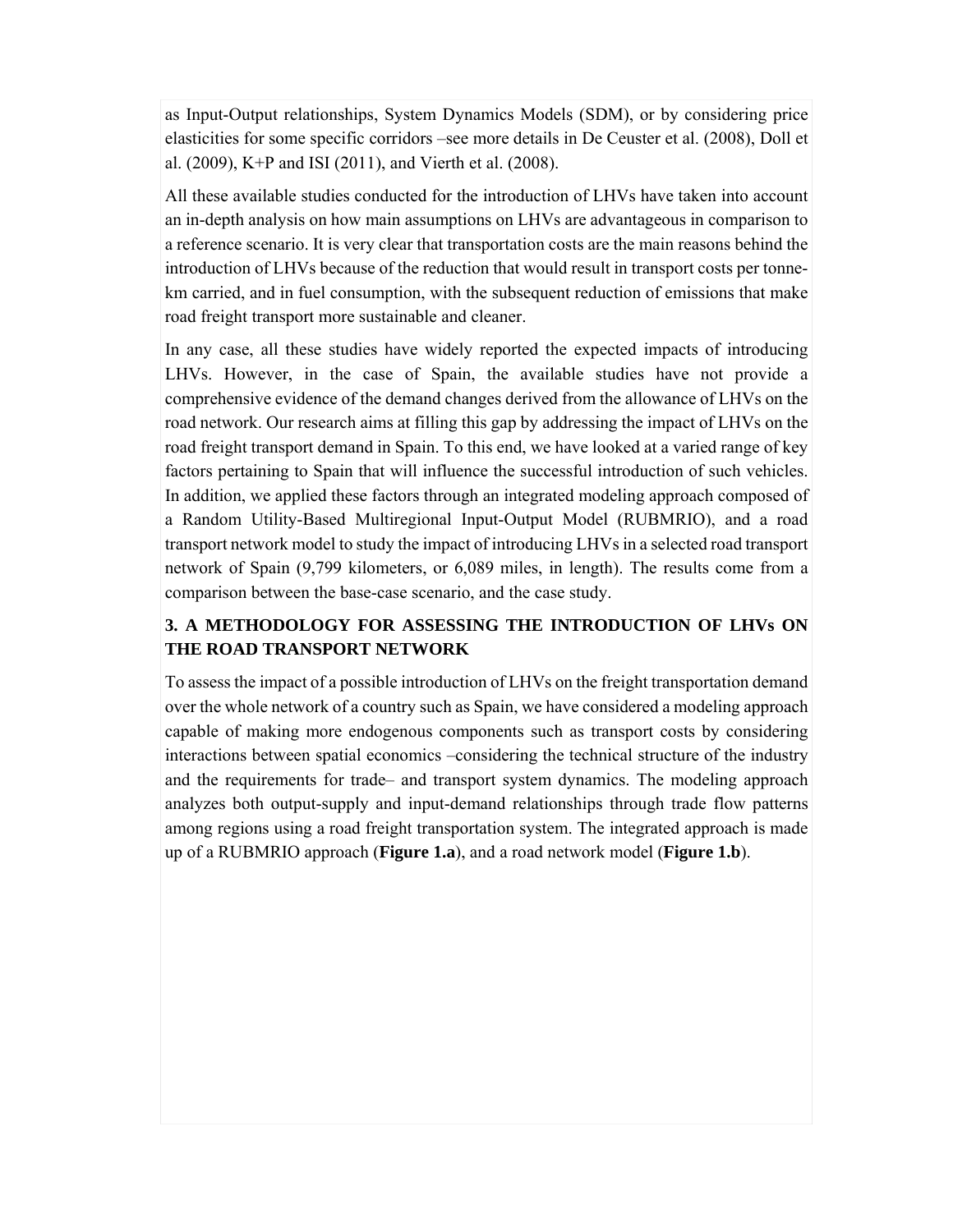as Input-Output relationships, System Dynamics Models (SDM), or by considering price elasticities for some specific corridors –see more details in De Ceuster et al. (2008), Doll et al. (2009), K+P and ISI (2011), and Vierth et al. (2008).

All these available studies conducted for the introduction of LHVs have taken into account an in-depth analysis on how main assumptions on LHVs are advantageous in comparison to a reference scenario. It is very clear that transportation costs are the main reasons behind the introduction of LHVs because of the reduction that would result in transport costs per tonne-km carried, and in fuel consumption, with the subsequent reduction of emissions that make road freight transport more sustainable and cleaner.

In any case, all these studies have widely reported the expected impacts of introducing LHVs. However, in the case of Spain, the available studies have not provide a comprehensive evidence of the demand changes derived from the allowance of LHVs on the road network. Our research aims at filling this gap by addressing the impact of LHVs on the road freight transport demand in Spain. To this end, we have looked at a varied range of key factors pertaining to Spain that will influence the successful introduction of such vehicles. In addition, we applied these factors through an integrated modeling approach composed of a Random Utility-Based Multiregional Input-Output Model (RUBMRIO), and a road transport network model to study the impact of introducing LHVs in a selected road transport network of Spain (9,799 kilometers, or 6,089 miles, in length). The results come from a comparison between the base-case scenario, and the case study.

## 3. A METHODOLOGY FOR ASSESSING THE INTRODUCTION OF LHVs ON THE ROAD TRANSPORT NETWORK

To assess the impact of a possible introduction of LHVs on the freight transportation demand over the whole network of a country such as Spain, we have considered a modeling approach capable of making more endogenous components such as transport costs by considering interactions between spatial economics –considering the technical structure of the industry and the requirements for trade– and transport system dynamics. The modeling approach analyzes both output-supply and input-demand relationships through trade flow patterns among regions using a road freight transportation system. The integrated approach is made up of a RUBMRIO approach (**Figure 1.a**), and a road network model (**Figure 1.b**).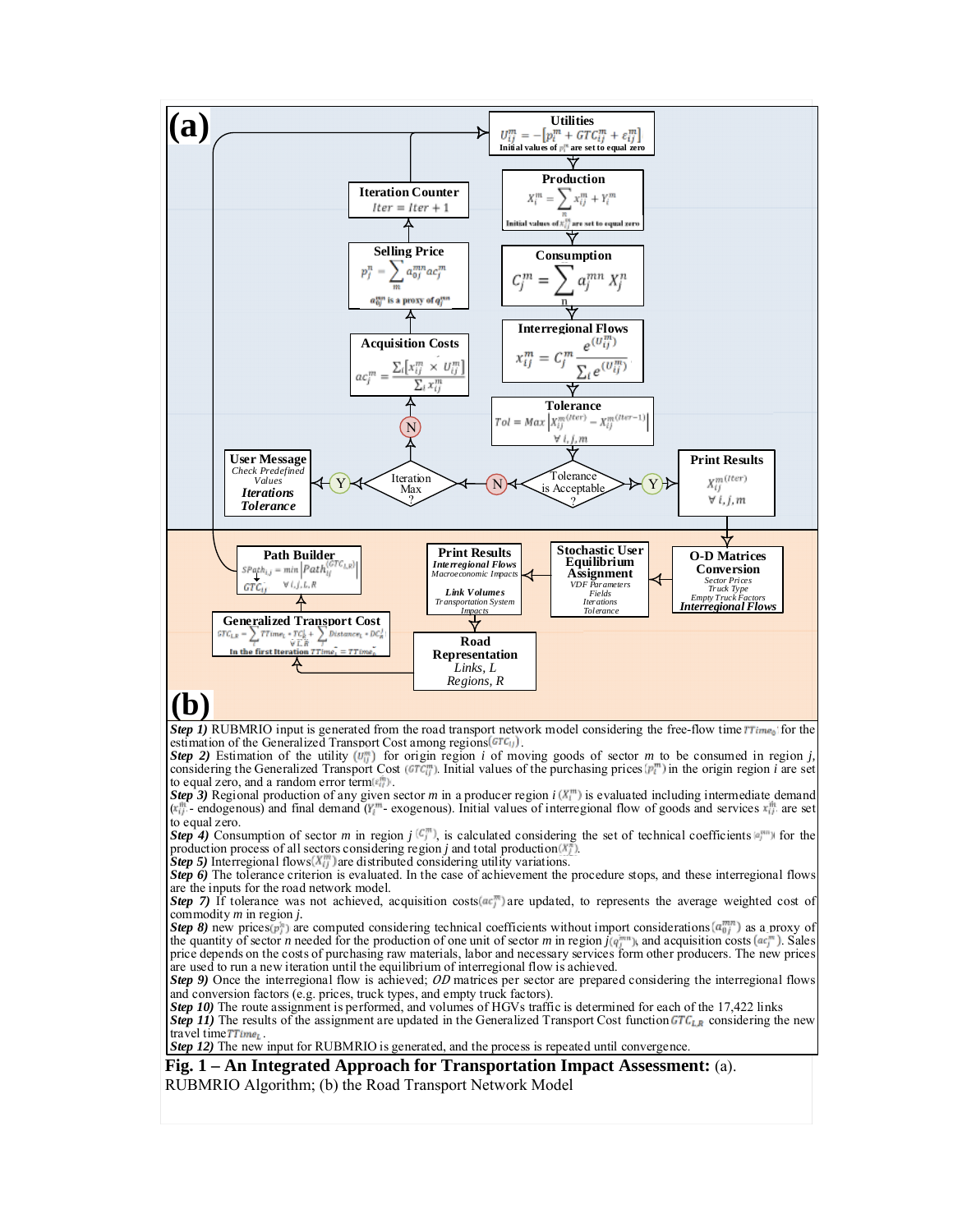**Step 1)** RUBMRIO input is generated from the road transport network model considering the free-flow time $TTime_0$ for the estimation of the Generalized Transport Cost among regions $(GTC_{ij})$.

**Step 2)** Estimation of the utility $(U_{ij}^m)$ for origin region *i* of moving goods of sector *m* to be consumed in region *j*, considering the Generalized Transport Cost $(GTC_{ij}^m)$. Initial values of the purchasing prices $(p_i^m)$ in the origin region *i* are set to equal zero, and a random error term $(\varepsilon_{ij}^m)$.

**Step 3)** Regional production of any given sector *m* in a producer region *i* $(X_i^m)$ is evaluated including intermediate demand $(x_{ij}^m$ - endogenous) and final demand $(Y_i^m$ - exogenous). Initial values of interregional flow of goods and services $x_{ij}^m$ are set to equal zero.

**Step 4)** Consumption of sector *m* in region *j* $(C_j^m)$, is calculated considering the set of technical coefficients $(a_j^{mn})$ for the production process of all sectors considering region *j* and total production $(X_j^n)$.

**Step 5)** Interregional flows $(X_{ij}^m)$ are distributed considering utility variations.

**Step 6)** The tolerance criterion is evaluated. In the case of achievement the procedure stops, and these interregional flows are the inputs for the road network model.

**Step 7)** If tolerance was not achieved, acquisition costs $(ac_j^m)$ are updated, to represents the average weighted cost of commodity *m* in region *j*.

**Step 8)** new prices $(p_j^n)$ are computed considering technical coefficients without import considerations $(a_{0j}^{mn})$ as a proxy of the quantity of sector *n* needed for the production of one unit of sector *m* in region *j* $(q_j^{mn})$, and acquisition costs $(ac_j^m)$. Sales price depends on the costs of purchasing raw materials, labor and necessary services form other producers. The new prices are used to run a new iteration until the equilibrium of interregional flow is achieved.

**Step 9)** Once the interregional flow is achieved; *OD* matrices per sector are prepared considering the interregional flows and conversion factors (e.g. prices, truck types, and empty truck factors).

**Step 10)** The route assignment is performed, and volumes of HGVs traffic is determined for each of the 17,422 links

**Step 11)** The results of the assignment are updated in the Generalized Transport Cost function $GTC_{L,R}$ considering the new travel time $TTime_L$.

**Step 12)** The new input for RUBMRIO is generated, and the process is repeated until convergence.

**Fig. 1 – An Integrated Approach for Transportation Impact Assessment:** (a). RUBMRIO Algorithm; (b) the Road Transport Network Model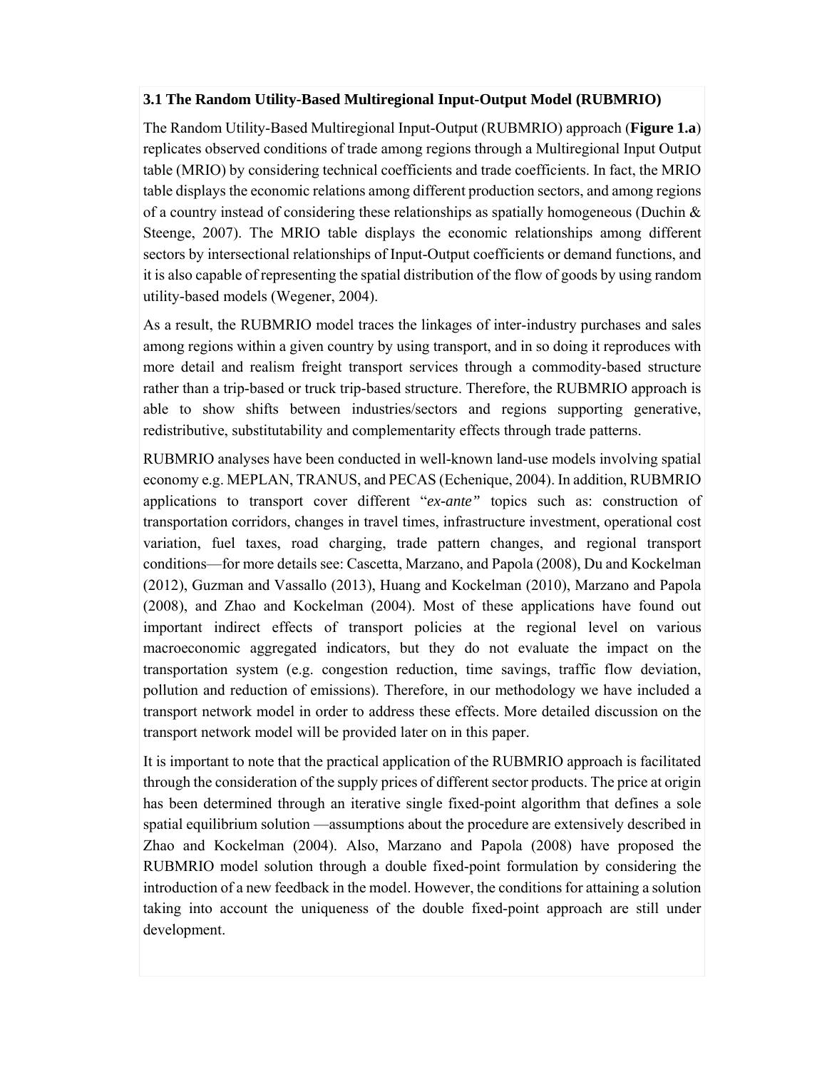### 3.1 The Random Utility-Based Multiregional Input-Output Model (RUBMRIO)

The Random Utility-Based Multiregional Input-Output (RUBMRIO) approach (**Figure 1.a**) replicates observed conditions of trade among regions through a Multiregional Input Output table (MRIO) by considering technical coefficients and trade coefficients. In fact, the MRIO table displays the economic relations among different production sectors, and among regions of a country instead of considering these relationships as spatially homogeneous (Duchin & Steenge, 2007). The MRIO table displays the economic relationships among different sectors by intersectional relationships of Input-Output coefficients or demand functions, and it is also capable of representing the spatial distribution of the flow of goods by using random utility-based models (Wegener, 2004).

As a result, the RUBMRIO model traces the linkages of inter-industry purchases and sales among regions within a given country by using transport, and in so doing it reproduces with more detail and realism freight transport services through a commodity-based structure rather than a trip-based or truck trip-based structure. Therefore, the RUBMRIO approach is able to show shifts between industries/sectors and regions supporting generative, redistributive, substitutability and complementarity effects through trade patterns.

RUBMRIO analyses have been conducted in well-known land-use models involving spatial economy e.g. MEPLAN, TRANUS, and PECAS (Echenique, 2004). In addition, RUBMRIO applications to transport cover different "*ex-ante*" topics such as: construction of transportation corridors, changes in travel times, infrastructure investment, operational cost variation, fuel taxes, road charging, trade pattern changes, and regional transport conditions—for more details see: Cascetta, Marzano, and Papola (2008), Du and Kockelman (2012), Guzman and Vassallo (2013), Huang and Kockelman (2010), Marzano and Papola (2008), and Zhao and Kockelman (2004). Most of these applications have found out important indirect effects of transport policies at the regional level on various macroeconomic aggregated indicators, but they do not evaluate the impact on the transportation system (e.g. congestion reduction, time savings, traffic flow deviation, pollution and reduction of emissions). Therefore, in our methodology we have included a transport network model in order to address these effects. More detailed discussion on the transport network model will be provided later on in this paper.

It is important to note that the practical application of the RUBMRIO approach is facilitated through the consideration of the supply prices of different sector products. The price at origin has been determined through an iterative single fixed-point algorithm that defines a sole spatial equilibrium solution —assumptions about the procedure are extensively described in Zhao and Kockelman (2004). Also, Marzano and Papola (2008) have proposed the RUBMRIO model solution through a double fixed-point formulation by considering the introduction of a new feedback in the model. However, the conditions for attaining a solution taking into account the uniqueness of the double fixed-point approach are still under development.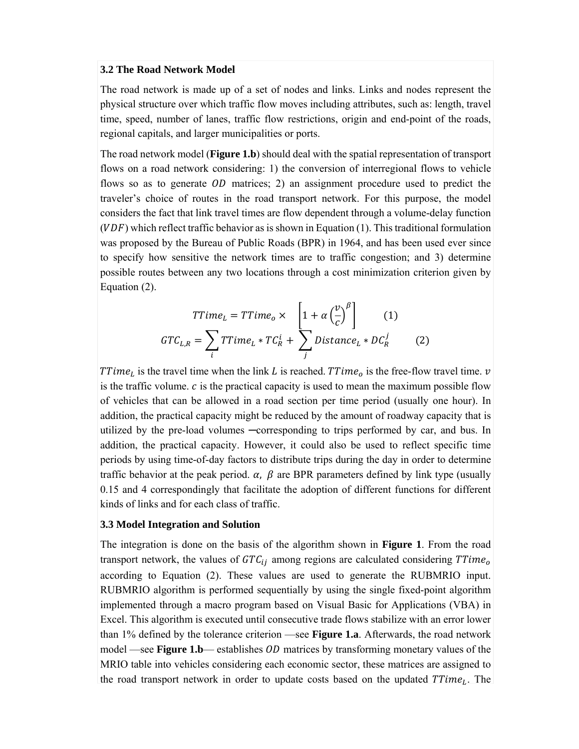### 3.2 The Road Network Model

The road network is made up of a set of nodes and links. Links and nodes represent the physical structure over which traffic flow moves including attributes, such as: length, travel time, speed, number of lanes, traffic flow restrictions, origin and end-point of the roads, regional capitals, and larger municipalities or ports.

The road network model (**Figure 1.b**) should deal with the spatial representation of transport flows on a road network considering: 1) the conversion of interregional flows to vehicle flows so as to generate $OD$ matrices; 2) an assignment procedure used to predict the traveler's choice of routes in the road transport network. For this purpose, the model considers the fact that link travel times are flow dependent through a volume-delay function ($VDF$) which reflect traffic behavior as is shown in Equation (1). This traditional formulation was proposed by the Bureau of Public Roads (BPR) in 1964, and has been used ever since to specify how sensitive the network times are to traffic congestion; and 3) determine possible routes between any two locations through a cost minimization criterion given by Equation (2).

$$TTime_L = TTime_o \times \left[1 + \alpha \left(\frac{v}{c}\right)^{\beta}\right] \qquad (1)$$

$$GTC_{L,R} = \sum_{i} TTime_L * TC_R^i + \sum_{j} Distance_L * DC_R^j \qquad (2)$$

$TTime_L$ is the travel time when the link $L$ is reached. $TTime_o$ is the free-flow travel time. $v$ is the traffic volume. $c$ is the practical capacity is used to mean the maximum possible flow of vehicles that can be allowed in a road section per time period (usually one hour). In addition, the practical capacity might be reduced by the amount of roadway capacity that is utilized by the pre-load volumes ─corresponding to trips performed by car, and bus. In addition, the practical capacity. However, it could also be used to reflect specific time periods by using time-of-day factors to distribute trips during the day in order to determine traffic behavior at the peak period. $\alpha$, $\beta$ are BPR parameters defined by link type (usually 0.15 and 4 correspondingly that facilitate the adoption of different functions for different kinds of links and for each class of traffic.

### 3.3 Model Integration and Solution

The integration is done on the basis of the algorithm shown in **Figure 1**. From the road transport network, the values of $GTC_{ij}$ among regions are calculated considering $TTime_o$ according to Equation (2). These values are used to generate the RUBMRIO input. RUBMRIO algorithm is performed sequentially by using the single fixed-point algorithm implemented through a macro program based on Visual Basic for Applications (VBA) in Excel. This algorithm is executed until consecutive trade flows stabilize with an error lower than 1% defined by the tolerance criterion —see **Figure 1.a**. Afterwards, the road network model —see **Figure 1.b**— establishes $OD$ matrices by transforming monetary values of the MRIO table into vehicles considering each economic sector, these matrices are assigned to the road transport network in order to update costs based on the updated $TTime_L$. The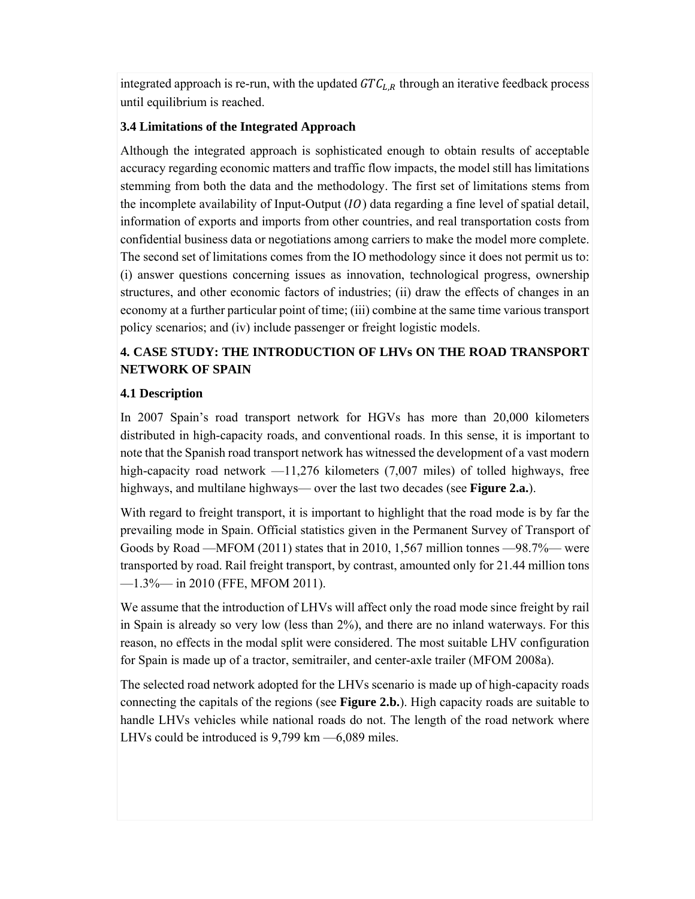integrated approach is re-run, with the updated $GTC_{L,R}$ through an iterative feedback process until equilibrium is reached.

### 3.4 Limitations of the Integrated Approach

Although the integrated approach is sophisticated enough to obtain results of acceptable accuracy regarding economic matters and traffic flow impacts, the model still has limitations stemming from both the data and the methodology. The first set of limitations stems from the incomplete availability of Input-Output ($IO$) data regarding a fine level of spatial detail, information of exports and imports from other countries, and real transportation costs from confidential business data or negotiations among carriers to make the model more complete. The second set of limitations comes from the IO methodology since it does not permit us to: (i) answer questions concerning issues as innovation, technological progress, ownership structures, and other economic factors of industries; (ii) draw the effects of changes in an economy at a further particular point of time; (iii) combine at the same time various transport policy scenarios; and (iv) include passenger or freight logistic models.

## 4. CASE STUDY: THE INTRODUCTION OF LHVs ON THE ROAD TRANSPORT NETWORK OF SPAIN

### 4.1 Description

In 2007 Spain's road transport network for HGVs has more than 20,000 kilometers distributed in high-capacity roads, and conventional roads. In this sense, it is important to note that the Spanish road transport network has witnessed the development of a vast modern high-capacity road network —11,276 kilometers (7,007 miles) of tolled highways, free highways, and multilane highways— over the last two decades (see **Figure 2.a.**).

With regard to freight transport, it is important to highlight that the road mode is by far the prevailing mode in Spain. Official statistics given in the Permanent Survey of Transport of Goods by Road —MFOM (2011) states that in 2010, 1,567 million tonnes —98.7%— were transported by road. Rail freight transport, by contrast, amounted only for 21.44 million tons —1.3%— in 2010 (FFE, MFOM 2011).

We assume that the introduction of LHVs will affect only the road mode since freight by rail in Spain is already so very low (less than 2%), and there are no inland waterways. For this reason, no effects in the modal split were considered. The most suitable LHV configuration for Spain is made up of a tractor, semitrailer, and center-axle trailer (MFOM 2008a).

The selected road network adopted for the LHVs scenario is made up of high-capacity roads connecting the capitals of the regions (see **Figure 2.b.**). High capacity roads are suitable to handle LHVs vehicles while national roads do not. The length of the road network where LHVs could be introduced is 9,799 km —6,089 miles.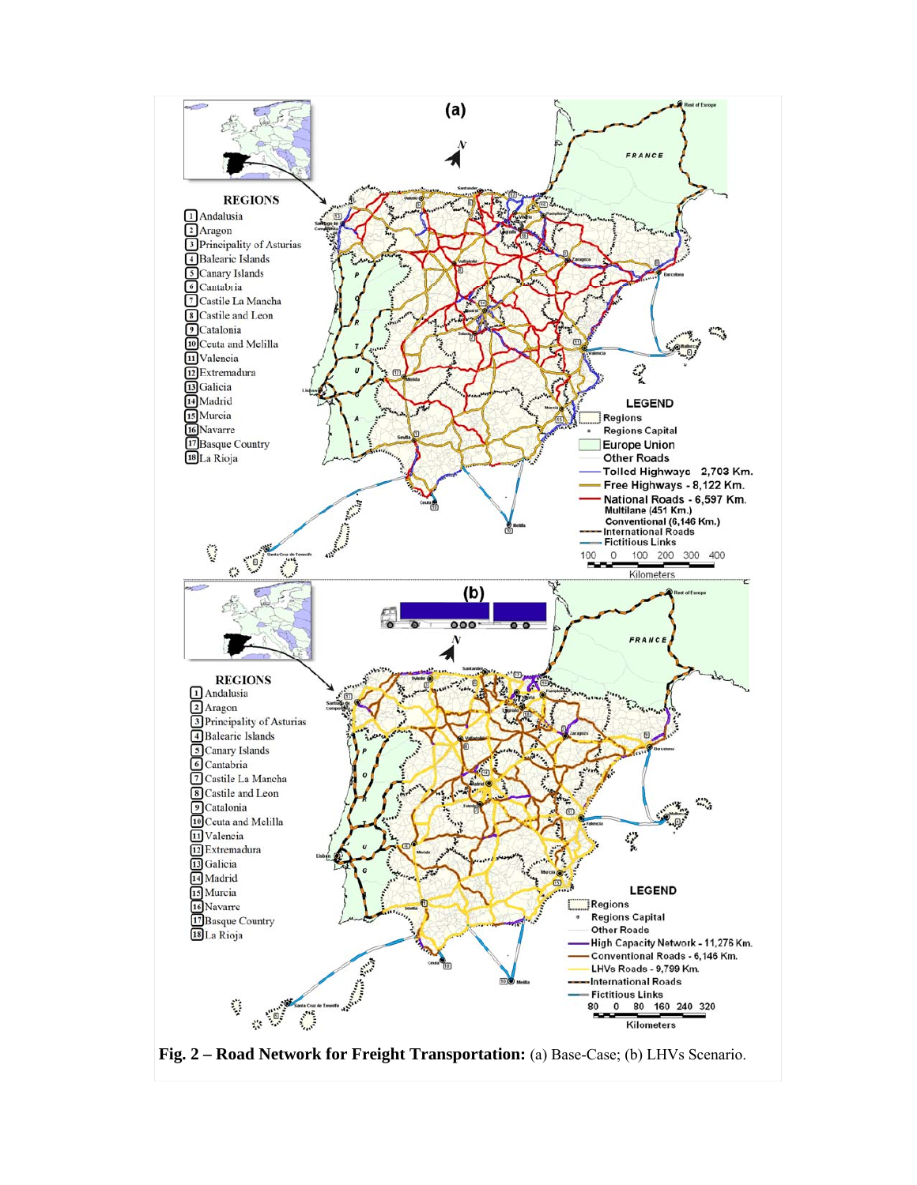**Fig. 2 – Road Network for Freight Transportation:** (a) Base-Case; (b) LHVs Scenario.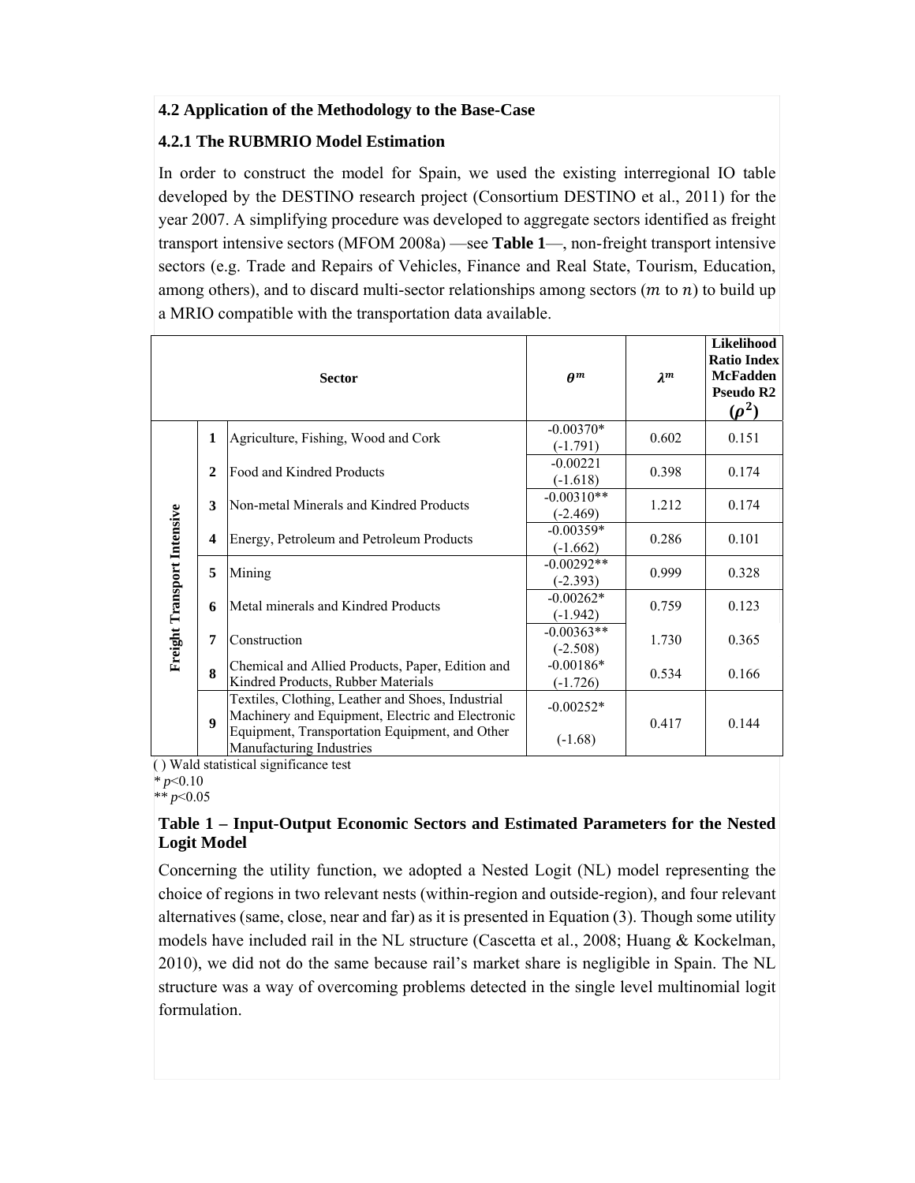### 4.2 Application of the Methodology to the Base-Case

### 4.2.1 The RUBMRIO Model Estimation

In order to construct the model for Spain, we used the existing interregional IO table developed by the DESTINO research project (Consortium DESTINO et al., 2011) for the year 2007. A simplifying procedure was developed to aggregate sectors identified as freight transport intensive sectors (MFOM 2008a) —see **Table 1**—, non-freight transport intensive sectors (e.g. Trade and Repairs of Vehicles, Finance and Real State, Tourism, Education, among others), and to discard multi-sector relationships among sectors ($m$ to $n$) to build up a MRIO compatible with the transportation data available.

| | | Sector | $\theta^m$ | $\lambda^m$ | Likelihood Ratio Index McFadden Pseudo R2 $(\rho^2)$ |
|---|---|---|---|---|---|
| Freight Transport Intensive | 1 | Agriculture, Fishing, Wood and Cork | -0.00370* (-1.791) | 0.602 | 0.151 |
| | 2 | Food and Kindred Products | -0.00221 (-1.618) | 0.398 | 0.174 |
| | 3 | Non-metal Minerals and Kindred Products | -0.00310** (-2.469) | 1.212 | 0.174 |
| | 4 | Energy, Petroleum and Petroleum Products | -0.00359* (-1.662) | 0.286 | 0.101 |
| | 5 | Mining | -0.00292** (-2.393) | 0.999 | 0.328 |
| | 6 | Metal minerals and Kindred Products | -0.00262* (-1.942) | 0.759 | 0.123 |
| | 7 | Construction | -0.00363** (-2.508) | 1.730 | 0.365 |
| | 8 | Chemical and Allied Products, Paper, Edition and Kindred Products, Rubber Materials | -0.00186* (-1.726) | 0.534 | 0.166 |
| | 9 | Textiles, Clothing, Leather and Shoes, Industrial Machinery and Equipment, Electric and Electronic Equipment, Transportation Equipment, and Other Manufacturing Industries | -0.00252* (-1.68) | 0.417 | 0.144 |

( ) Wald statistical significance test

\* $p<0.10$

\*\* $p<0.05$

**Table 1 – Input-Output Economic Sectors and Estimated Parameters for the Nested Logit Model**

Concerning the utility function, we adopted a Nested Logit (NL) model representing the choice of regions in two relevant nests (within-region and outside-region), and four relevant alternatives (same, close, near and far) as it is presented in Equation (3). Though some utility models have included rail in the NL structure (Cascetta et al., 2008; Huang & Kockelman, 2010), we did not do the same because rail's market share is negligible in Spain. The NL structure was a way of overcoming problems detected in the single level multinomial logit formulation.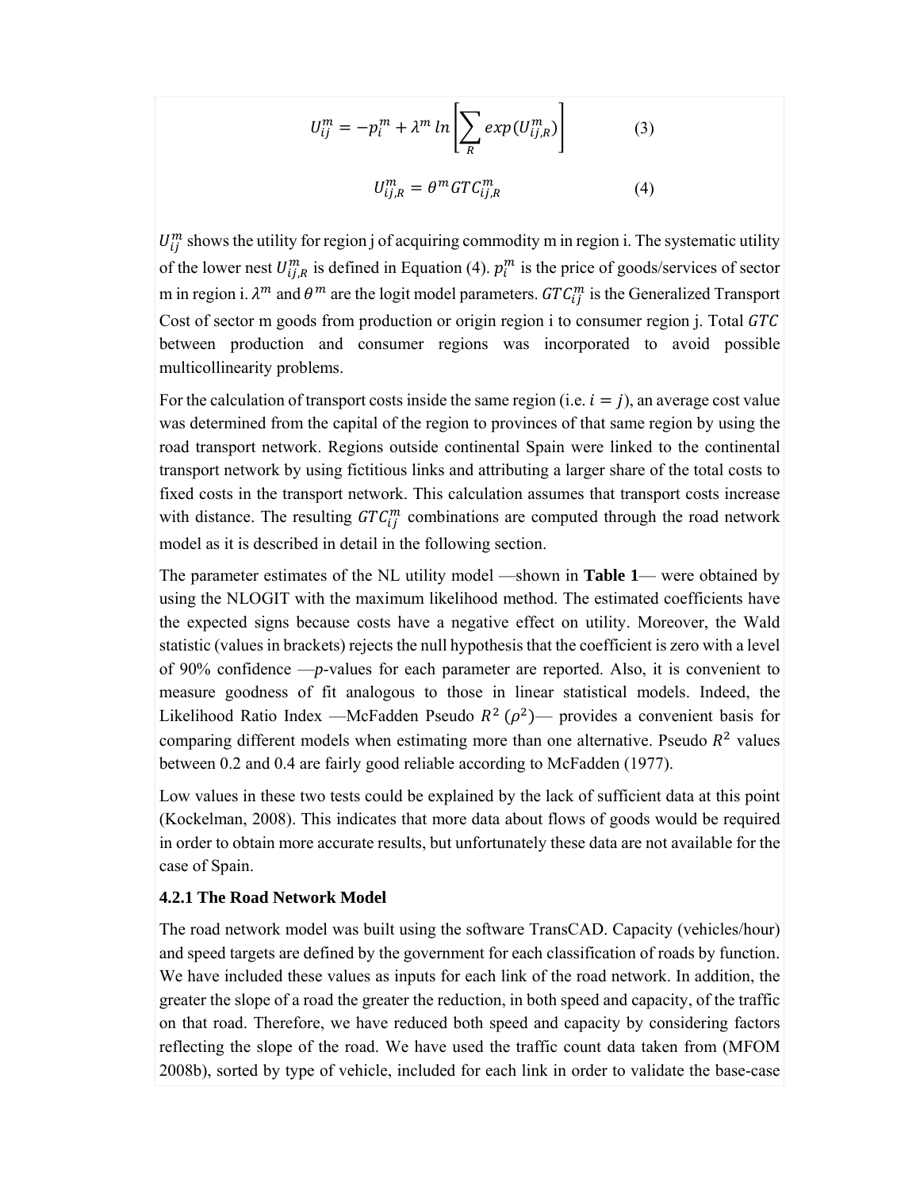$$U_{ij}^{m} = -p_i^m + \lambda^m \ln \left[ \sum_R exp(U_{ij,R}^m) \right] \tag{3}$$

$$U_{ij,R}^{m} = \theta^m GTC_{ij,R}^m \tag{4}$$

$U_{ij}^m$ shows the utility for region j of acquiring commodity m in region i. The systematic utility of the lower nest $U_{ij,R}^m$ is defined in Equation (4). $p_i^m$ is the price of goods/services of sector m in region i. $\lambda^m$ and $\theta^m$ are the logit model parameters. $GTC_{ij}^m$ is the Generalized Transport Cost of sector m goods from production or origin region i to consumer region j. Total $GTC$ between production and consumer regions was incorporated to avoid possible multicollinearity problems.

For the calculation of transport costs inside the same region (i.e. $i = j$), an average cost value was determined from the capital of the region to provinces of that same region by using the road transport network. Regions outside continental Spain were linked to the continental transport network by using fictitious links and attributing a larger share of the total costs to fixed costs in the transport network. This calculation assumes that transport costs increase with distance. The resulting $GTC_{ij}^m$ combinations are computed through the road network model as it is described in detail in the following section.

The parameter estimates of the NL utility model —shown in **Table 1**— were obtained by using the NLOGIT with the maximum likelihood method. The estimated coefficients have the expected signs because costs have a negative effect on utility. Moreover, the Wald statistic (values in brackets) rejects the null hypothesis that the coefficient is zero with a level of 90% confidence —*p*-values for each parameter are reported. Also, it is convenient to measure goodness of fit analogous to those in linear statistical models. Indeed, the Likelihood Ratio Index —McFadden Pseudo $R^2$ ($\rho^2$)— provides a convenient basis for comparing different models when estimating more than one alternative. Pseudo $R^2$ values between 0.2 and 0.4 are fairly good reliable according to McFadden (1977).

Low values in these two tests could be explained by the lack of sufficient data at this point (Kockelman, 2008). This indicates that more data about flows of goods would be required in order to obtain more accurate results, but unfortunately these data are not available for the case of Spain.

### 4.2.1 The Road Network Model

The road network model was built using the software TransCAD. Capacity (vehicles/hour) and speed targets are defined by the government for each classification of roads by function. We have included these values as inputs for each link of the road network. In addition, the greater the slope of a road the greater the reduction, in both speed and capacity, of the traffic on that road. Therefore, we have reduced both speed and capacity by considering factors reflecting the slope of the road. We have used the traffic count data taken from (MFOM 2008b), sorted by type of vehicle, included for each link in order to validate the base-case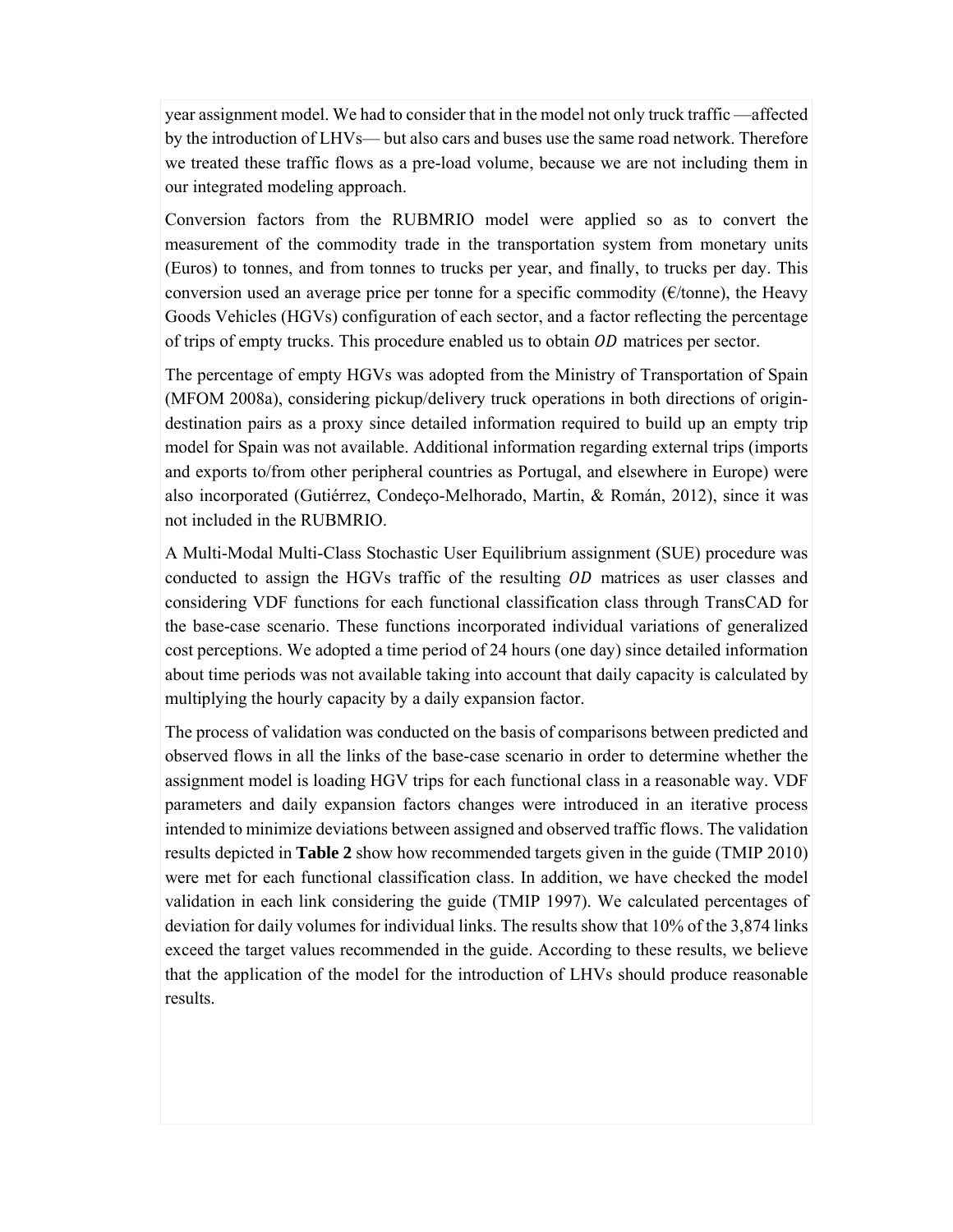year assignment model. We had to consider that in the model not only truck traffic —affected by the introduction of LHVs— but also cars and buses use the same road network. Therefore we treated these traffic flows as a pre-load volume, because we are not including them in our integrated modeling approach.

Conversion factors from the RUBMRIO model were applied so as to convert the measurement of the commodity trade in the transportation system from monetary units (Euros) to tonnes, and from tonnes to trucks per year, and finally, to trucks per day. This conversion used an average price per tonne for a specific commodity (€/tonne), the Heavy Goods Vehicles (HGVs) configuration of each sector, and a factor reflecting the percentage of trips of empty trucks. This procedure enabled us to obtain $OD$ matrices per sector.

The percentage of empty HGVs was adopted from the Ministry of Transportation of Spain (MFOM 2008a), considering pickup/delivery truck operations in both directions of origin-destination pairs as a proxy since detailed information required to build up an empty trip model for Spain was not available. Additional information regarding external trips (imports and exports to/from other peripheral countries as Portugal, and elsewhere in Europe) were also incorporated (Gutiérrez, Condeço-Melhorado, Martin, & Román, 2012), since it was not included in the RUBMRIO.

A Multi-Modal Multi-Class Stochastic User Equilibrium assignment (SUE) procedure was conducted to assign the HGVs traffic of the resulting $OD$ matrices as user classes and considering VDF functions for each functional classification class through TransCAD for the base-case scenario. These functions incorporated individual variations of generalized cost perceptions. We adopted a time period of 24 hours (one day) since detailed information about time periods was not available taking into account that daily capacity is calculated by multiplying the hourly capacity by a daily expansion factor.

The process of validation was conducted on the basis of comparisons between predicted and observed flows in all the links of the base-case scenario in order to determine whether the assignment model is loading HGV trips for each functional class in a reasonable way. VDF parameters and daily expansion factors changes were introduced in an iterative process intended to minimize deviations between assigned and observed traffic flows. The validation results depicted in **Table 2** show how recommended targets given in the guide (TMIP 2010) were met for each functional classification class. In addition, we have checked the model validation in each link considering the guide (TMIP 1997). We calculated percentages of deviation for daily volumes for individual links. The results show that 10% of the 3,874 links exceed the target values recommended in the guide. According to these results, we believe that the application of the model for the introduction of LHVs should produce reasonable results.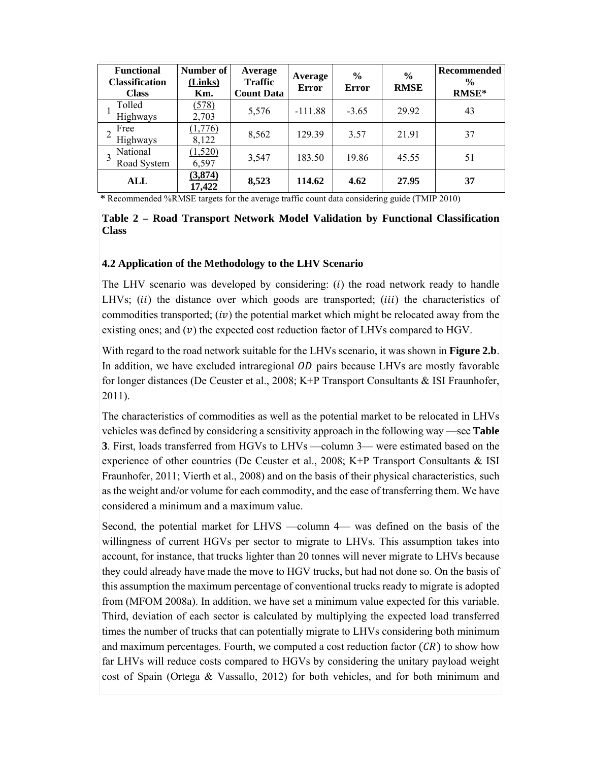| Functional Classification Class | Number of (Links) Km. | Average Traffic Count Data | Average Error | % Error | % RMSE | Recommended % RMSE* |
|---|---|---|---|---|---|---|
| 1 Tolled Highways | (578) 2,703 | 5,576 | -111.88 | -3.65 | 29.92 | 43 |
| 2 Free Highways | (1,776) 8,122 | 8,562 | 129.39 | 3.57 | 21.91 | 37 |
| 3 National Road System | (1,520) 6,597 | 3,547 | 183.50 | 19.86 | 45.55 | 51 |
| **ALL** | **(3,874) 17,422** | **8,523** | **114.62** | **4.62** | **27.95** | **37** |

**\*** Recommended %RMSE targets for the average traffic count data considering guide (TMIP 2010)

**Table 2 – Road Transport Network Model Validation by Functional Classification Class**

### 4.2 Application of the Methodology to the LHV Scenario

The LHV scenario was developed by considering: $(i)$ the road network ready to handle LHVs; $(ii)$ the distance over which goods are transported; $(iii)$ the characteristics of commodities transported; $(iv)$ the potential market which might be relocated away from the existing ones; and $(v)$ the expected cost reduction factor of LHVs compared to HGV.

With regard to the road network suitable for the LHVs scenario, it was shown in **Figure 2.b**. In addition, we have excluded intraregional $OD$ pairs because LHVs are mostly favorable for longer distances (De Ceuster et al., 2008; K+P Transport Consultants & ISI Fraunhofer, 2011).

The characteristics of commodities as well as the potential market to be relocated in LHVs vehicles was defined by considering a sensitivity approach in the following way —see **Table 3**. First, loads transferred from HGVs to LHVs —column 3— were estimated based on the experience of other countries (De Ceuster et al., 2008; K+P Transport Consultants & ISI Fraunhofer, 2011; Vierth et al., 2008) and on the basis of their physical characteristics, such as the weight and/or volume for each commodity, and the ease of transferring them. We have considered a minimum and a maximum value.

Second, the potential market for LHVS —column 4— was defined on the basis of the willingness of current HGVs per sector to migrate to LHVs. This assumption takes into account, for instance, that trucks lighter than 20 tonnes will never migrate to LHVs because they could already have made the move to HGV trucks, but had not done so. On the basis of this assumption the maximum percentage of conventional trucks ready to migrate is adopted from (MFOM 2008a). In addition, we have set a minimum value expected for this variable. Third, deviation of each sector is calculated by multiplying the expected load transferred times the number of trucks that can potentially migrate to LHVs considering both minimum and maximum percentages. Fourth, we computed a cost reduction factor $(CR)$ to show how far LHVs will reduce costs compared to HGVs by considering the unitary payload weight cost of Spain (Ortega & Vassallo, 2012) for both vehicles, and for both minimum and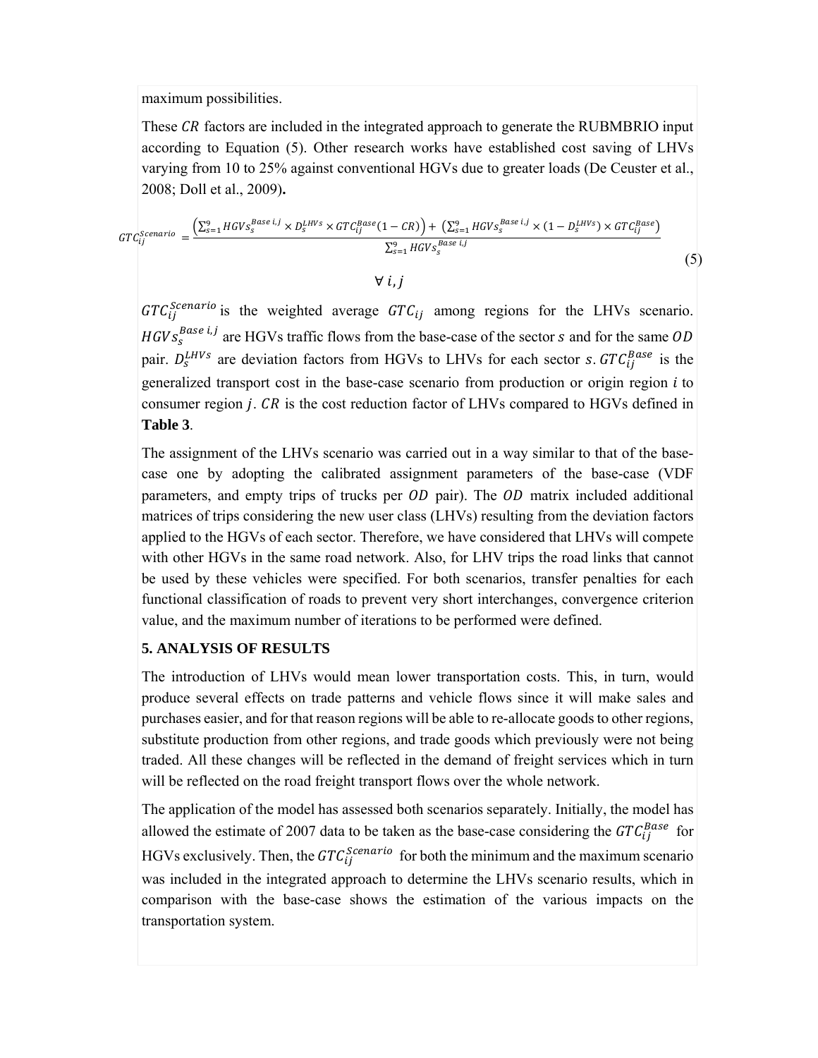maximum possibilities.

These $CR$ factors are included in the integrated approach to generate the RUBMBRIO input according to Equation (5). Other research works have established cost saving of LHVs varying from 10 to 25% against conventional HGVs due to greater loads (De Ceuster et al., 2008; Doll et al., 2009)**.**

$$GTC_{ij}^{Scenario} = \frac{\left(\sum_{s=1}^{9} HGVs_s^{Base\ i,j} \times D_s^{LHVs} \times GTC_{ij}^{Base}(1-CR)\right) + \left(\sum_{s=1}^{9} HGVs_s^{Base\ i,j} \times (1-D_s^{LHVs}) \times GTC_{ij}^{Base}\right)}{\sum_{s=1}^{9} HGVs_s^{Base\ i,j}} \quad \forall\, i,j \tag{5}$$

$GTC_{ij}^{Scenario}$ is the weighted average $GTC_{ij}$ among regions for the LHVs scenario. $HGVs_s^{Base\ i,j}$ are HGVs traffic flows from the base-case of the sector $s$ and for the same $OD$ pair. $D_s^{LHVs}$ are deviation factors from HGVs to LHVs for each sector $s$. $GTC_{ij}^{Base}$ is the generalized transport cost in the base-case scenario from production or origin region $i$ to consumer region $j$. $CR$ is the cost reduction factor of LHVs compared to HGVs defined in **Table 3**.

The assignment of the LHVs scenario was carried out in a way similar to that of the base-case one by adopting the calibrated assignment parameters of the base-case (VDF parameters, and empty trips of trucks per $OD$ pair). The $OD$ matrix included additional matrices of trips considering the new user class (LHVs) resulting from the deviation factors applied to the HGVs of each sector. Therefore, we have considered that LHVs will compete with other HGVs in the same road network. Also, for LHV trips the road links that cannot be used by these vehicles were specified. For both scenarios, transfer penalties for each functional classification of roads to prevent very short interchanges, convergence criterion value, and the maximum number of iterations to be performed were defined.

## 5. ANALYSIS OF RESULTS

The introduction of LHVs would mean lower transportation costs. This, in turn, would produce several effects on trade patterns and vehicle flows since it will make sales and purchases easier, and for that reason regions will be able to re-allocate goods to other regions, substitute production from other regions, and trade goods which previously were not being traded. All these changes will be reflected in the demand of freight services which in turn will be reflected on the road freight transport flows over the whole network.

The application of the model has assessed both scenarios separately. Initially, the model has allowed the estimate of 2007 data to be taken as the base-case considering the $GTC_{ij}^{Base}$ for HGVs exclusively. Then, the $GTC_{ij}^{Scenario}$ for both the minimum and the maximum scenario was included in the integrated approach to determine the LHVs scenario results, which in comparison with the base-case shows the estimation of the various impacts on the transportation system.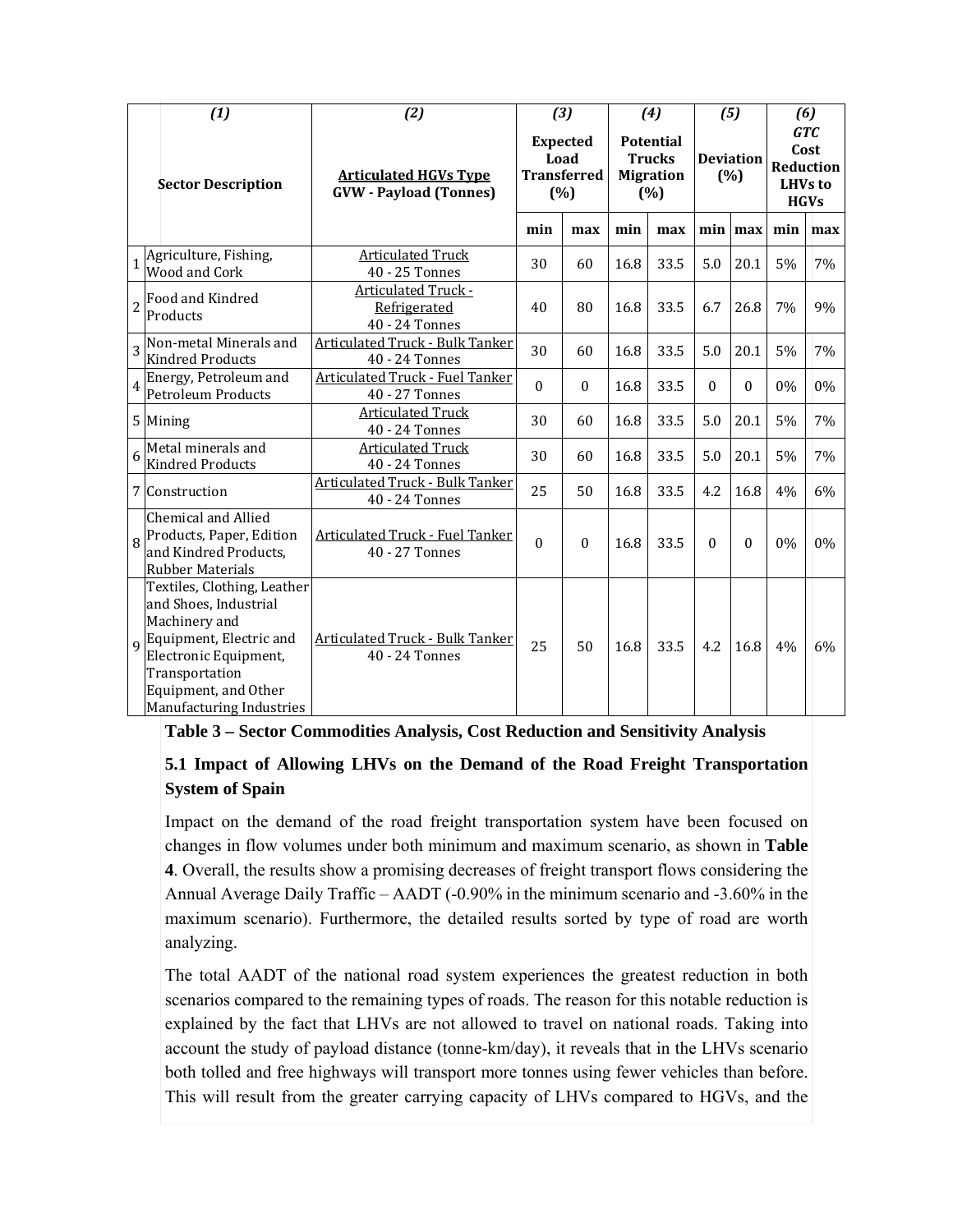| | (1) Sector Description | (2) Articulated HGVs Type GVW - Payload (Tonnes) | (3) Expected Load Transferred (%) | | (4) Potential Trucks Migration (%) | | (5) Deviation (%) | | (6) GTC Cost Reduction LHVs to HGVs | |
|---|---|---|---|---|---|---|---|---|---|---|
| | | | min | max | min | max | min | max | min | max |
| 1 | Agriculture, Fishing, Wood and Cork | Articulated Truck 40 - 25 Tonnes | 30 | 60 | 16.8 | 33.5 | 5.0 | 20.1 | 5% | 7% |
| 2 | Food and Kindred Products | Articulated Truck - Refrigerated 40 - 24 Tonnes | 40 | 80 | 16.8 | 33.5 | 6.7 | 26.8 | 7% | 9% |
| 3 | Non-metal Minerals and Kindred Products | Articulated Truck - Bulk Tanker 40 - 24 Tonnes | 30 | 60 | 16.8 | 33.5 | 5.0 | 20.1 | 5% | 7% |
| 4 | Energy, Petroleum and Petroleum Products | Articulated Truck - Fuel Tanker 40 - 27 Tonnes | 0 | 0 | 16.8 | 33.5 | 0 | 0 | 0% | 0% |
| 5 | Mining | Articulated Truck 40 - 24 Tonnes | 30 | 60 | 16.8 | 33.5 | 5.0 | 20.1 | 5% | 7% |
| 6 | Metal minerals and Kindred Products | Articulated Truck 40 - 24 Tonnes | 30 | 60 | 16.8 | 33.5 | 5.0 | 20.1 | 5% | 7% |
| 7 | Construction | Articulated Truck - Bulk Tanker 40 - 24 Tonnes | 25 | 50 | 16.8 | 33.5 | 4.2 | 16.8 | 4% | 6% |
| 8 | Chemical and Allied Products, Paper, Edition and Kindred Products, Rubber Materials | Articulated Truck - Fuel Tanker 40 - 27 Tonnes | 0 | 0 | 16.8 | 33.5 | 0 | 0 | 0% | 0% |
| 9 | Textiles, Clothing, Leather and Shoes, Industrial Machinery and Equipment, Electric and Electronic Equipment, Transportation Equipment, and Other Manufacturing Industries | Articulated Truck - Bulk Tanker 40 - 24 Tonnes | 25 | 50 | 16.8 | 33.5 | 4.2 | 16.8 | 4% | 6% |

**Table 3 – Sector Commodities Analysis, Cost Reduction and Sensitivity Analysis**

### 5.1 Impact of Allowing LHVs on the Demand of the Road Freight Transportation System of Spain

Impact on the demand of the road freight transportation system have been focused on changes in flow volumes under both minimum and maximum scenario, as shown in **Table 4**. Overall, the results show a promising decreases of freight transport flows considering the Annual Average Daily Traffic – AADT (-0.90% in the minimum scenario and -3.60% in the maximum scenario). Furthermore, the detailed results sorted by type of road are worth analyzing.

The total AADT of the national road system experiences the greatest reduction in both scenarios compared to the remaining types of roads. The reason for this notable reduction is explained by the fact that LHVs are not allowed to travel on national roads. Taking into account the study of payload distance (tonne-km/day), it reveals that in the LHVs scenario both tolled and free highways will transport more tonnes using fewer vehicles than before. This will result from the greater carrying capacity of LHVs compared to HGVs, and the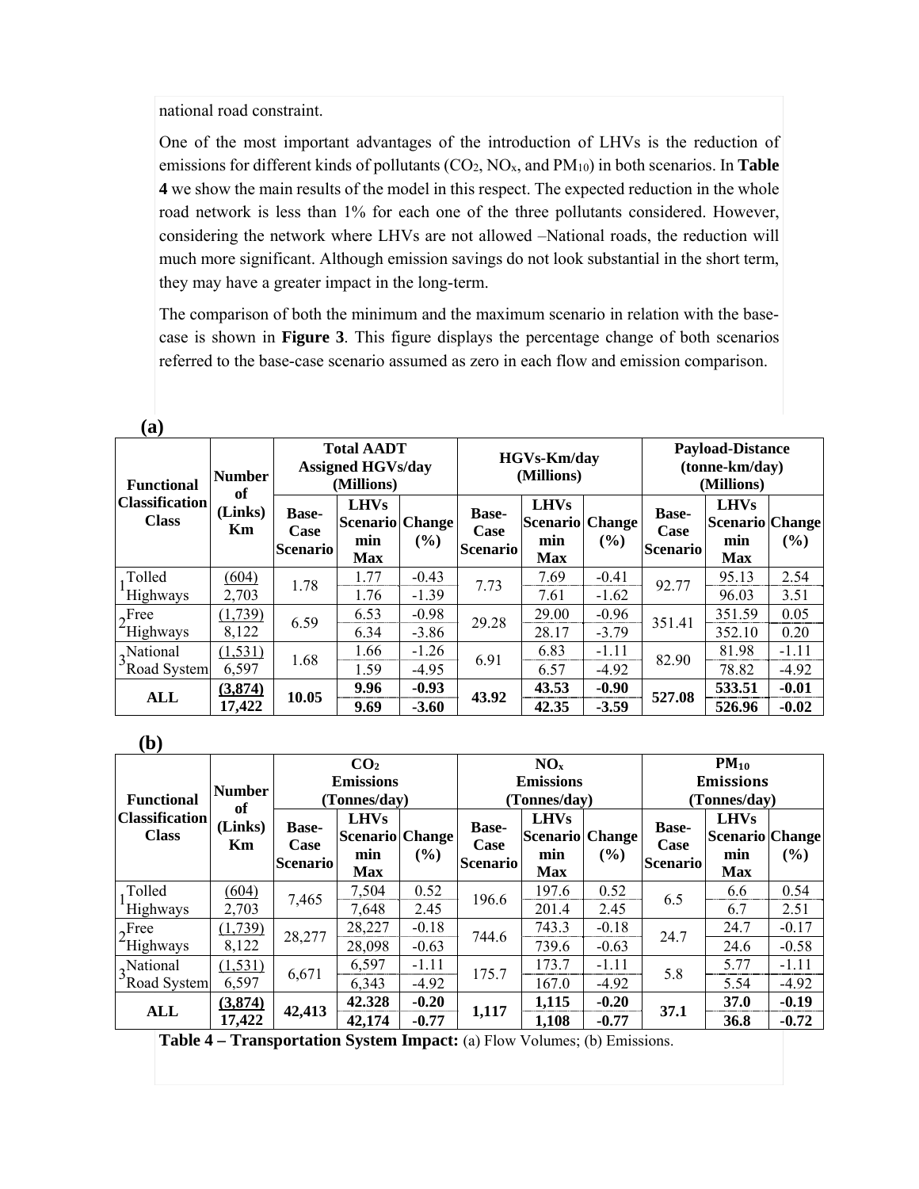national road constraint.

One of the most important advantages of the introduction of LHVs is the reduction of emissions for different kinds of pollutants ($CO_2$, $NO_x$, and $PM_{10}$) in both scenarios. In **Table 4** we show the main results of the model in this respect. The expected reduction in the whole road network is less than 1% for each one of the three pollutants considered. However, considering the network where LHVs are not allowed –National roads, the reduction will much more significant. Although emission savings do not look substantial in the short term, they may have a greater impact in the long-term.

The comparison of both the minimum and the maximum scenario in relation with the base-case is shown in **Figure 3**. This figure displays the percentage change of both scenarios referred to the base-case scenario assumed as zero in each flow and emission comparison.

**(a)**

| Functional Classification Class | Number of (Links) Km | Total AADT Assigned HGVs/day (Millions) | | | HGVs-Km/day (Millions) | | | Payload-Distance (tonne-km/day) (Millions) | | |
|---|---|---|---|---|---|---|---|---|---|---|
| | | Base-Case Scenario | LHVs Scenario min Max | Change (%) | Base-Case Scenario | LHVs Scenario min Max | Change (%) | Base-Case Scenario | LHVs Scenario min Max | Change (%) |
| 1 Tolled Highways | (604) | 1.78 | 1.77 | -0.43 | 7.73 | 7.69 | -0.41 | 92.77 | 95.13 | 2.54 |
| | 2,703 | | 1.76 | -1.39 | | 7.61 | -1.62 | | 96.03 | 3.51 |
| 2 Free Highways | (1,739) | 6.59 | 6.53 | -0.98 | 29.28 | 29.00 | -0.96 | 351.41 | 351.59 | 0.05 |
| | 8,122 | | 6.34 | -3.86 | | 28.17 | -3.79 | | 352.10 | 0.20 |
| 3 National Road System | (1,531) | 1.68 | 1.66 | -1.26 | 6.91 | 6.83 | -1.11 | 82.90 | 81.98 | -1.11 |
| | 6,597 | | 1.59 | -4.95 | | 6.57 | -4.92 | | 78.82 | -4.92 |
| **ALL** | **(3,874)** | **10.05** | **9.96** | **-0.93** | **43.92** | **43.53** | **-0.90** | **527.08** | **533.51** | **-0.01** |
| | **17,422** | | **9.69** | **-3.60** | | **42.35** | **-3.59** | | **526.96** | **-0.02** |

**(b)**

| Functional Classification Class | Number of (Links) Km | $CO_2$ Emissions (Tonnes/day) | | | $NO_x$ Emissions (Tonnes/day) | | | $PM_{10}$ Emissions (Tonnes/day) | | |
|---|---|---|---|---|---|---|---|---|---|---|
| | | Base-Case Scenario | LHVs Scenario min Max | Change (%) | Base-Case Scenario | LHVs Scenario min Max | Change (%) | Base-Case Scenario | LHVs Scenario min Max | Change (%) |
| 1 Tolled Highways | (604) | 7,465 | 7,504 | 0.52 | 196.6 | 197.6 | 0.52 | 6.5 | 6.6 | 0.54 |
| | 2,703 | | 7,648 | 2.45 | | 201.4 | 2.45 | | 6.7 | 2.51 |
| 2 Free Highways | (1,739) | 28,277 | 28,227 | -0.18 | 744.6 | 743.3 | -0.18 | 24.7 | 24.7 | -0.17 |
| | 8,122 | | 28,098 | -0.63 | | 739.6 | -0.63 | | 24.6 | -0.58 |
| 3 National Road System | (1,531) | 6,671 | 6,597 | -1.11 | 175.7 | 173.7 | -1.11 | 5.8 | 5.77 | -1.11 |
| | 6,597 | | 6,343 | -4.92 | | 167.0 | -4.92 | | 5.54 | -4.92 |
| **ALL** | **(3,874)** | **42,413** | **42.328** | **-0.20** | **1,117** | **1,115** | **-0.20** | **37.1** | **37.0** | **-0.19** |
| | **17,422** | | **42,174** | **-0.77** | | **1,108** | **-0.77** | | **36.8** | **-0.72** |

**Table 4 – Transportation System Impact:** (a) Flow Volumes; (b) Emissions.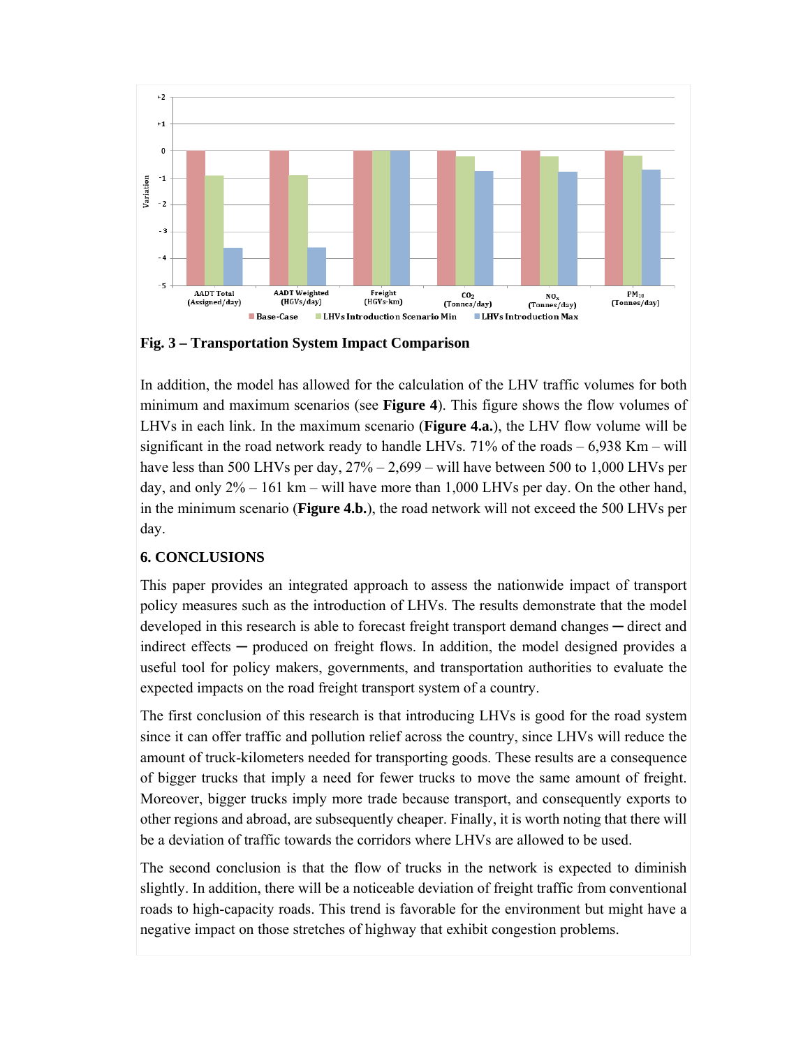**Fig. 3 – Transportation System Impact Comparison**

In addition, the model has allowed for the calculation of the LHV traffic volumes for both minimum and maximum scenarios (see **Figure 4**). This figure shows the flow volumes of LHVs in each link. In the maximum scenario (**Figure 4.a.**), the LHV flow volume will be significant in the road network ready to handle LHVs. 71% of the roads – 6,938 Km – will have less than 500 LHVs per day, 27% – 2,699 – will have between 500 to 1,000 LHVs per day, and only 2% – 161 km – will have more than 1,000 LHVs per day. On the other hand, in the minimum scenario (**Figure 4.b.**), the road network will not exceed the 500 LHVs per day.

## 6. CONCLUSIONS

This paper provides an integrated approach to assess the nationwide impact of transport policy measures such as the introduction of LHVs. The results demonstrate that the model developed in this research is able to forecast freight transport demand changes ─ direct and indirect effects ─ produced on freight flows. In addition, the model designed provides a useful tool for policy makers, governments, and transportation authorities to evaluate the expected impacts on the road freight transport system of a country.

The first conclusion of this research is that introducing LHVs is good for the road system since it can offer traffic and pollution relief across the country, since LHVs will reduce the amount of truck-kilometers needed for transporting goods. These results are a consequence of bigger trucks that imply a need for fewer trucks to move the same amount of freight. Moreover, bigger trucks imply more trade because transport, and consequently exports to other regions and abroad, are subsequently cheaper. Finally, it is worth noting that there will be a deviation of traffic towards the corridors where LHVs are allowed to be used.

The second conclusion is that the flow of trucks in the network is expected to diminish slightly. In addition, there will be a noticeable deviation of freight traffic from conventional roads to high-capacity roads. This trend is favorable for the environment but might have a negative impact on those stretches of highway that exhibit congestion problems.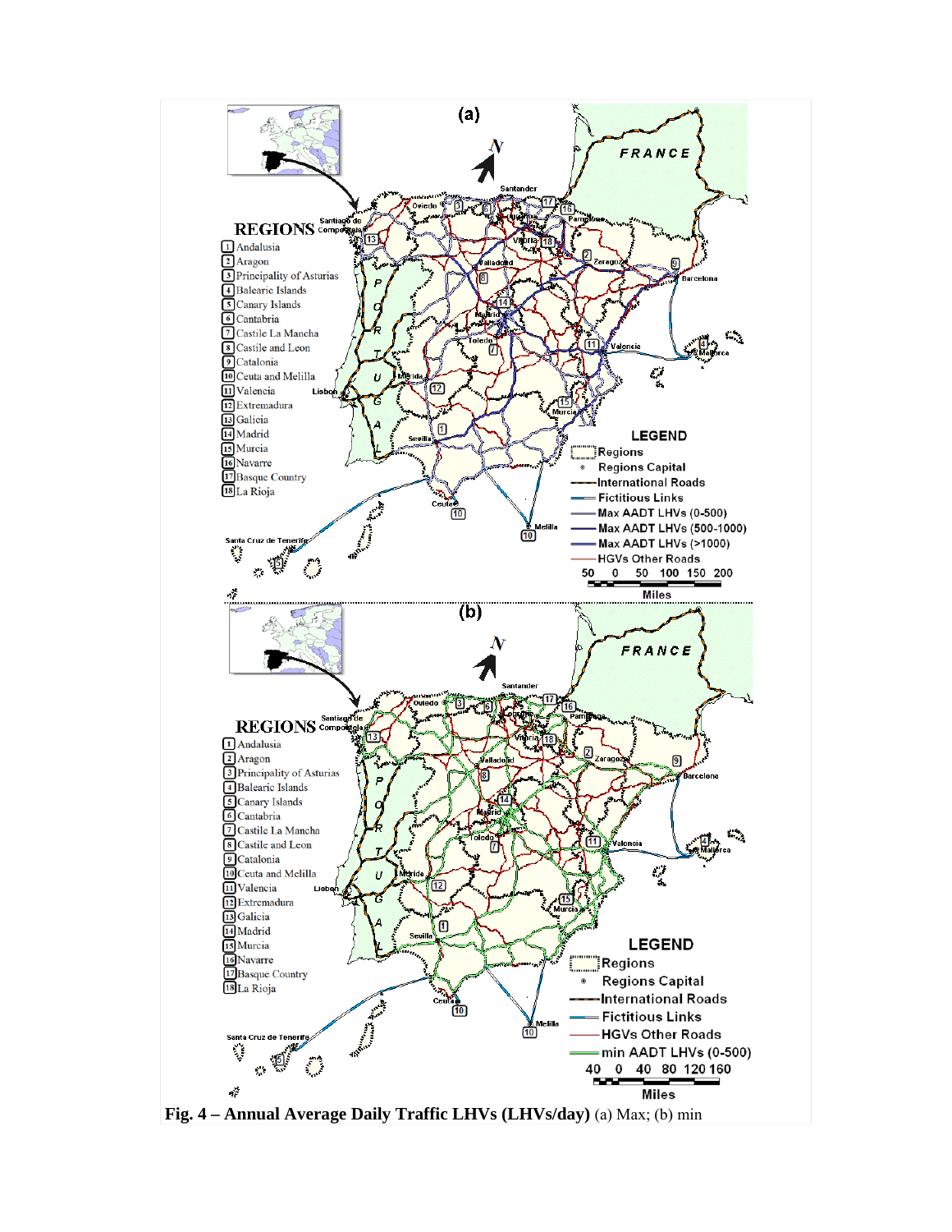**Fig. 4 – Annual Average Daily Traffic LHVs (LHVs/day)** (a) Max; (b) min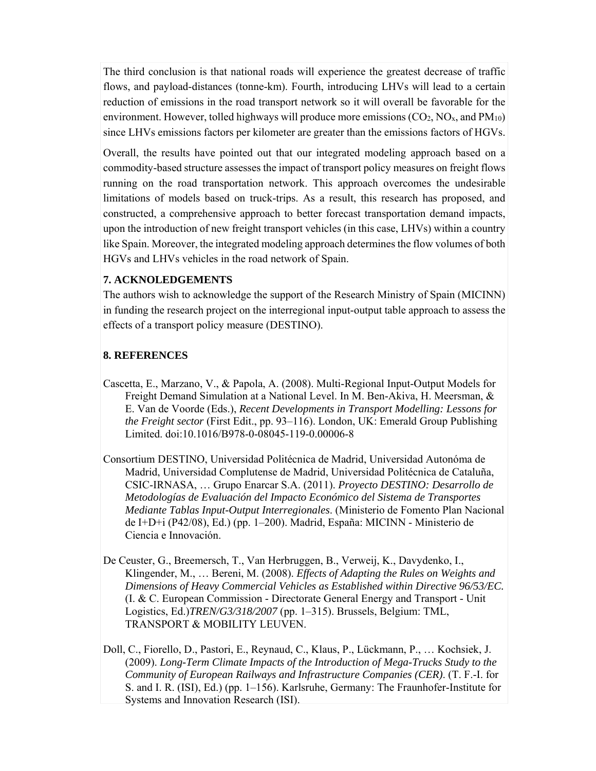The third conclusion is that national roads will experience the greatest decrease of traffic flows, and payload-distances (tonne-km). Fourth, introducing LHVs will lead to a certain reduction of emissions in the road transport network so it will overall be favorable for the environment. However, tolled highways will produce more emissions ($CO_2$, $NO_x$, and $PM_{10}$) since LHVs emissions factors per kilometer are greater than the emissions factors of HGVs.

Overall, the results have pointed out that our integrated modeling approach based on a commodity-based structure assesses the impact of transport policy measures on freight flows running on the road transportation network. This approach overcomes the undesirable limitations of models based on truck-trips. As a result, this research has proposed, and constructed, a comprehensive approach to better forecast transportation demand impacts, upon the introduction of new freight transport vehicles (in this case, LHVs) within a country like Spain. Moreover, the integrated modeling approach determines the flow volumes of both HGVs and LHVs vehicles in the road network of Spain.

## 7. ACKNOLEDGEMENTS

The authors wish to acknowledge the support of the Research Ministry of Spain (MICINN) in funding the research project on the interregional input-output table approach to assess the effects of a transport policy measure (DESTINO).

## 8. REFERENCES

Cascetta, E., Marzano, V., & Papola, A. (2008). Multi-Regional Input-Output Models for Freight Demand Simulation at a National Level. In M. Ben-Akiva, H. Meersman, & E. Van de Voorde (Eds.), *Recent Developments in Transport Modelling: Lessons for the Freight sector* (First Edit., pp. 93–116). London, UK: Emerald Group Publishing Limited. doi:10.1016/B978-0-08045-119-0.00006-8

Consortium DESTINO, Universidad Politécnica de Madrid, Universidad Autonóma de Madrid, Universidad Complutense de Madrid, Universidad Politécnica de Cataluña, CSIC-IRNASA, … Grupo Enarcar S.A. (2011). *Proyecto DESTINO: Desarrollo de Metodologías de Evaluación del Impacto Económico del Sistema de Transportes Mediante Tablas Input-Output Interregionales*. (Ministerio de Fomento Plan Nacional de I+D+i (P42/08), Ed.) (pp. 1–200). Madrid, España: MICINN - Ministerio de Ciencia e Innovación.

De Ceuster, G., Breemersch, T., Van Herbruggen, B., Verweij, K., Davydenko, I., Klingender, M., … Bereni, M. (2008). *Effects of Adapting the Rules on Weights and Dimensions of Heavy Commercial Vehicles as Established within Directive 96/53/EC.* (I. & C. European Commission - Directorate General Energy and Transport - Unit Logistics, Ed.)*TREN/G3/318/2007* (pp. 1–315). Brussels, Belgium: TML, TRANSPORT & MOBILITY LEUVEN.

Doll, C., Fiorello, D., Pastori, E., Reynaud, C., Klaus, P., Lückmann, P., … Kochsiek, J. (2009). *Long-Term Climate Impacts of the Introduction of Mega-Trucks Study to the Community of European Railways and Infrastructure Companies (CER)*. (T. F.-I. for S. and I. R. (ISI), Ed.) (pp. 1–156). Karlsruhe, Germany: The Fraunhofer-Institute for Systems and Innovation Research (ISI).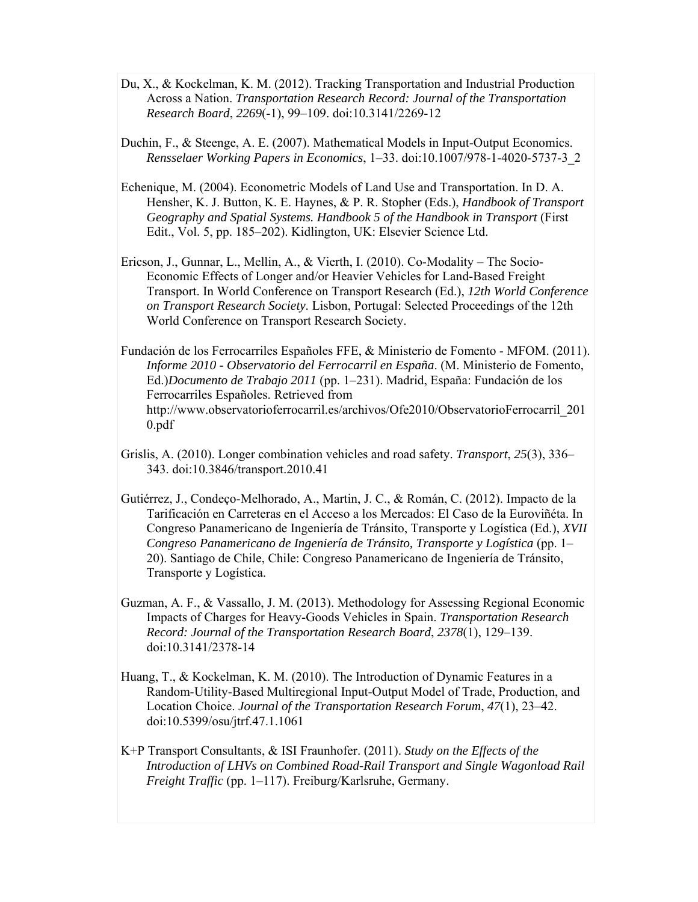Du, X., & Kockelman, K. M. (2012). Tracking Transportation and Industrial Production Across a Nation. *Transportation Research Record: Journal of the Transportation Research Board*, *2269*(-1), 99–109. doi:10.3141/2269-12

Duchin, F., & Steenge, A. E. (2007). Mathematical Models in Input-Output Economics. *Rensselaer Working Papers in Economics*, 1–33. doi:10.1007/978-1-4020-5737-3_2

Echenique, M. (2004). Econometric Models of Land Use and Transportation. In D. A. Hensher, K. J. Button, K. E. Haynes, & P. R. Stopher (Eds.), *Handbook of Transport Geography and Spatial Systems. Handbook 5 of the Handbook in Transport* (First Edit., Vol. 5, pp. 185–202). Kidlington, UK: Elsevier Science Ltd.

Ericson, J., Gunnar, L., Mellin, A., & Vierth, I. (2010). Co-Modality – The Socio-Economic Effects of Longer and/or Heavier Vehicles for Land-Based Freight Transport. In World Conference on Transport Research (Ed.), *12th World Conference on Transport Research Society*. Lisbon, Portugal: Selected Proceedings of the 12th World Conference on Transport Research Society.

Fundación de los Ferrocarriles Españoles FFE, & Ministerio de Fomento - MFOM. (2011). *Informe 2010 - Observatorio del Ferrocarril en España*. (M. Ministerio de Fomento, Ed.)*Documento de Trabajo 2011* (pp. 1–231). Madrid, España: Fundación de los Ferrocarriles Españoles. Retrieved from http://www.observatorioferrocarril.es/archivos/Ofe2010/ObservatorioFerrocarril_2010.pdf

Grislis, A. (2010). Longer combination vehicles and road safety. *Transport*, *25*(3), 336–343. doi:10.3846/transport.2010.41

Gutiérrez, J., Condeço-Melhorado, A., Martin, J. C., & Román, C. (2012). Impacto de la Tarificación en Carreteras en el Acceso a los Mercados: El Caso de la Euroviñéta. In Congreso Panamericano de Ingeniería de Tránsito, Transporte y Logística (Ed.), *XVII Congreso Panamericano de Ingeniería de Tránsito, Transporte y Logística* (pp. 1–20). Santiago de Chile, Chile: Congreso Panamericano de Ingeniería de Tránsito, Transporte y Logística.

Guzman, A. F., & Vassallo, J. M. (2013). Methodology for Assessing Regional Economic Impacts of Charges for Heavy-Goods Vehicles in Spain. *Transportation Research Record: Journal of the Transportation Research Board*, *2378*(1), 129–139. doi:10.3141/2378-14

Huang, T., & Kockelman, K. M. (2010). The Introduction of Dynamic Features in a Random-Utility-Based Multiregional Input-Output Model of Trade, Production, and Location Choice. *Journal of the Transportation Research Forum*, *47*(1), 23–42. doi:10.5399/osu/jtrf.47.1.1061

K+P Transport Consultants, & ISI Fraunhofer. (2011). *Study on the Effects of the Introduction of LHVs on Combined Road-Rail Transport and Single Wagonload Rail Freight Traffic* (pp. 1–117). Freiburg/Karlsruhe, Germany.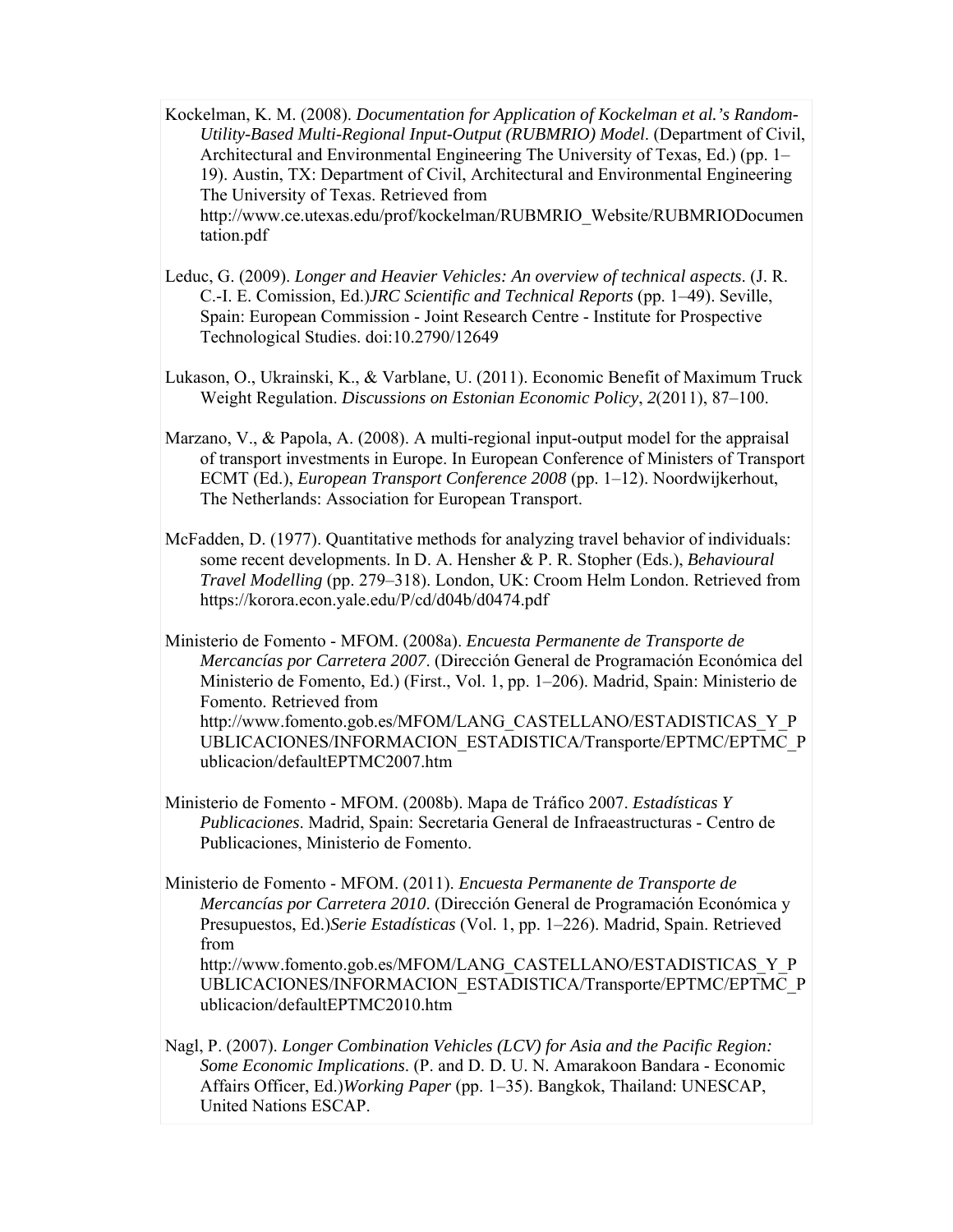Kockelman, K. M. (2008). *Documentation for Application of Kockelman et al.'s Random-Utility-Based Multi-Regional Input-Output (RUBMRIO) Model*. (Department of Civil, Architectural and Environmental Engineering The University of Texas, Ed.) (pp. 1–19). Austin, TX: Department of Civil, Architectural and Environmental Engineering The University of Texas. Retrieved from http://www.ce.utexas.edu/prof/kockelman/RUBMRIO_Website/RUBMRIODocumentation.pdf

Leduc, G. (2009). *Longer and Heavier Vehicles: An overview of technical aspects*. (J. R. C.-I. E. Comission, Ed.)*JRC Scientific and Technical Reports* (pp. 1–49). Seville, Spain: European Commission - Joint Research Centre - Institute for Prospective Technological Studies. doi:10.2790/12649

Lukason, O., Ukrainski, K., & Varblane, U. (2011). Economic Benefit of Maximum Truck Weight Regulation. *Discussions on Estonian Economic Policy*, *2*(2011), 87–100.

Marzano, V., & Papola, A. (2008). A multi-regional input-output model for the appraisal of transport investments in Europe. In European Conference of Ministers of Transport ECMT (Ed.), *European Transport Conference 2008* (pp. 1–12). Noordwijkerhout, The Netherlands: Association for European Transport.

McFadden, D. (1977). Quantitative methods for analyzing travel behavior of individuals: some recent developments. In D. A. Hensher & P. R. Stopher (Eds.), *Behavioural Travel Modelling* (pp. 279–318). London, UK: Croom Helm London. Retrieved from https://korora.econ.yale.edu/P/cd/d04b/d0474.pdf

Ministerio de Fomento - MFOM. (2008a). *Encuesta Permanente de Transporte de Mercancías por Carretera 2007*. (Dirección General de Programación Económica del Ministerio de Fomento, Ed.) (First., Vol. 1, pp. 1–206). Madrid, Spain: Ministerio de Fomento. Retrieved from http://www.fomento.gob.es/MFOM/LANG_CASTELLANO/ESTADISTICAS_Y_PUBLICACIONES/INFORMACION_ESTADISTICA/Transporte/EPTMC/EPTMC_Publicacion/defaultEPTMC2007.htm

Ministerio de Fomento - MFOM. (2008b). Mapa de Tráfico 2007. *Estadísticas Y Publicaciones*. Madrid, Spain: Secretaria General de Infraeastructuras - Centro de Publicaciones, Ministerio de Fomento.

Ministerio de Fomento - MFOM. (2011). *Encuesta Permanente de Transporte de Mercancías por Carretera 2010*. (Dirección General de Programación Económica y Presupuestos, Ed.)*Serie Estadísticas* (Vol. 1, pp. 1–226). Madrid, Spain. Retrieved from http://www.fomento.gob.es/MFOM/LANG_CASTELLANO/ESTADISTICAS_Y_PUBLICACIONES/INFORMACION_ESTADISTICA/Transporte/EPTMC/EPTMC_Publicacion/defaultEPTMC2010.htm

Nagl, P. (2007). *Longer Combination Vehicles (LCV) for Asia and the Pacific Region: Some Economic Implications*. (P. and D. D. U. N. Amarakoon Bandara - Economic Affairs Officer, Ed.)*Working Paper* (pp. 1–35). Bangkok, Thailand: UNESCAP, United Nations ESCAP.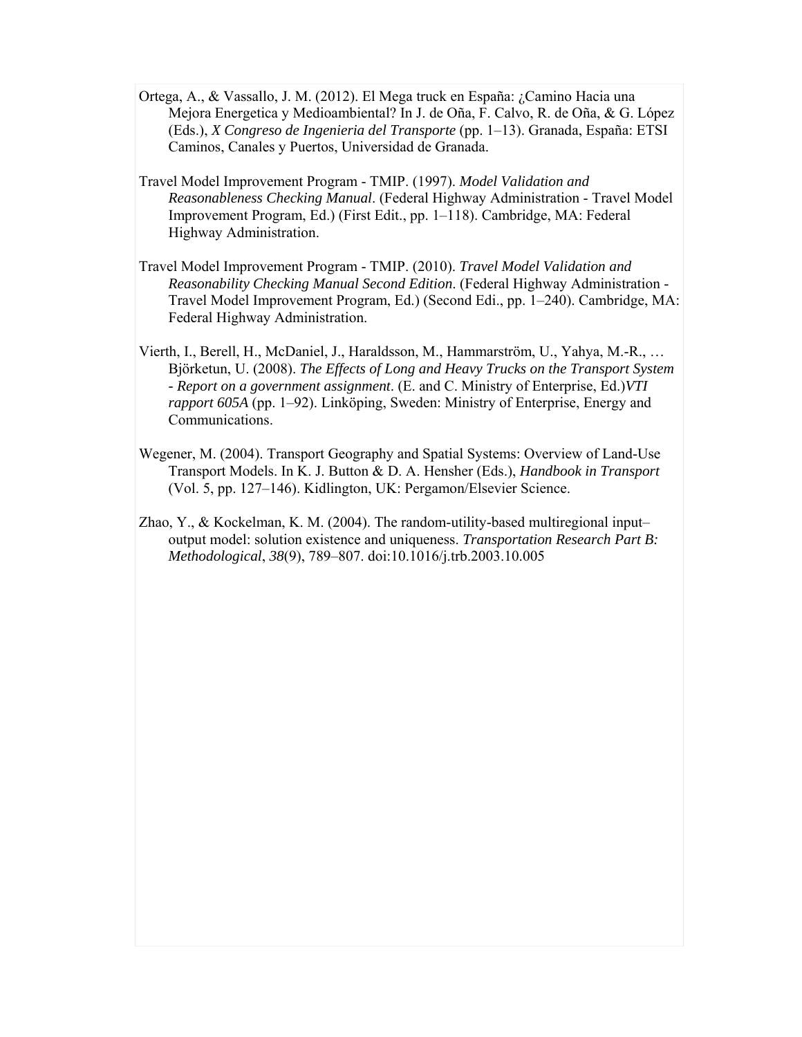Ortega, A., & Vassallo, J. M. (2012). El Mega truck en España: ¿Camino Hacia una Mejora Energetica y Medioambiental? In J. de Oña, F. Calvo, R. de Oña, & G. López (Eds.), *X Congreso de Ingenieria del Transporte* (pp. 1–13). Granada, España: ETSI Caminos, Canales y Puertos, Universidad de Granada.

Travel Model Improvement Program - TMIP. (1997). *Model Validation and Reasonableness Checking Manual*. (Federal Highway Administration - Travel Model Improvement Program, Ed.) (First Edit., pp. 1–118). Cambridge, MA: Federal Highway Administration.

Travel Model Improvement Program - TMIP. (2010). *Travel Model Validation and Reasonability Checking Manual Second Edition*. (Federal Highway Administration - Travel Model Improvement Program, Ed.) (Second Edi., pp. 1–240). Cambridge, MA: Federal Highway Administration.

Vierth, I., Berell, H., McDaniel, J., Haraldsson, M., Hammarström, U., Yahya, M.-R., … Björketun, U. (2008). *The Effects of Long and Heavy Trucks on the Transport System - Report on a government assignment*. (E. and C. Ministry of Enterprise, Ed.)*VTI rapport 605A* (pp. 1–92). Linköping, Sweden: Ministry of Enterprise, Energy and Communications.

Wegener, M. (2004). Transport Geography and Spatial Systems: Overview of Land-Use Transport Models. In K. J. Button & D. A. Hensher (Eds.), *Handbook in Transport* (Vol. 5, pp. 127–146). Kidlington, UK: Pergamon/Elsevier Science.

Zhao, Y., & Kockelman, K. M. (2004). The random-utility-based multiregional input–output model: solution existence and uniqueness. *Transportation Research Part B: Methodological*, *38*(9), 789–807. doi:10.1016/j.trb.2003.10.005